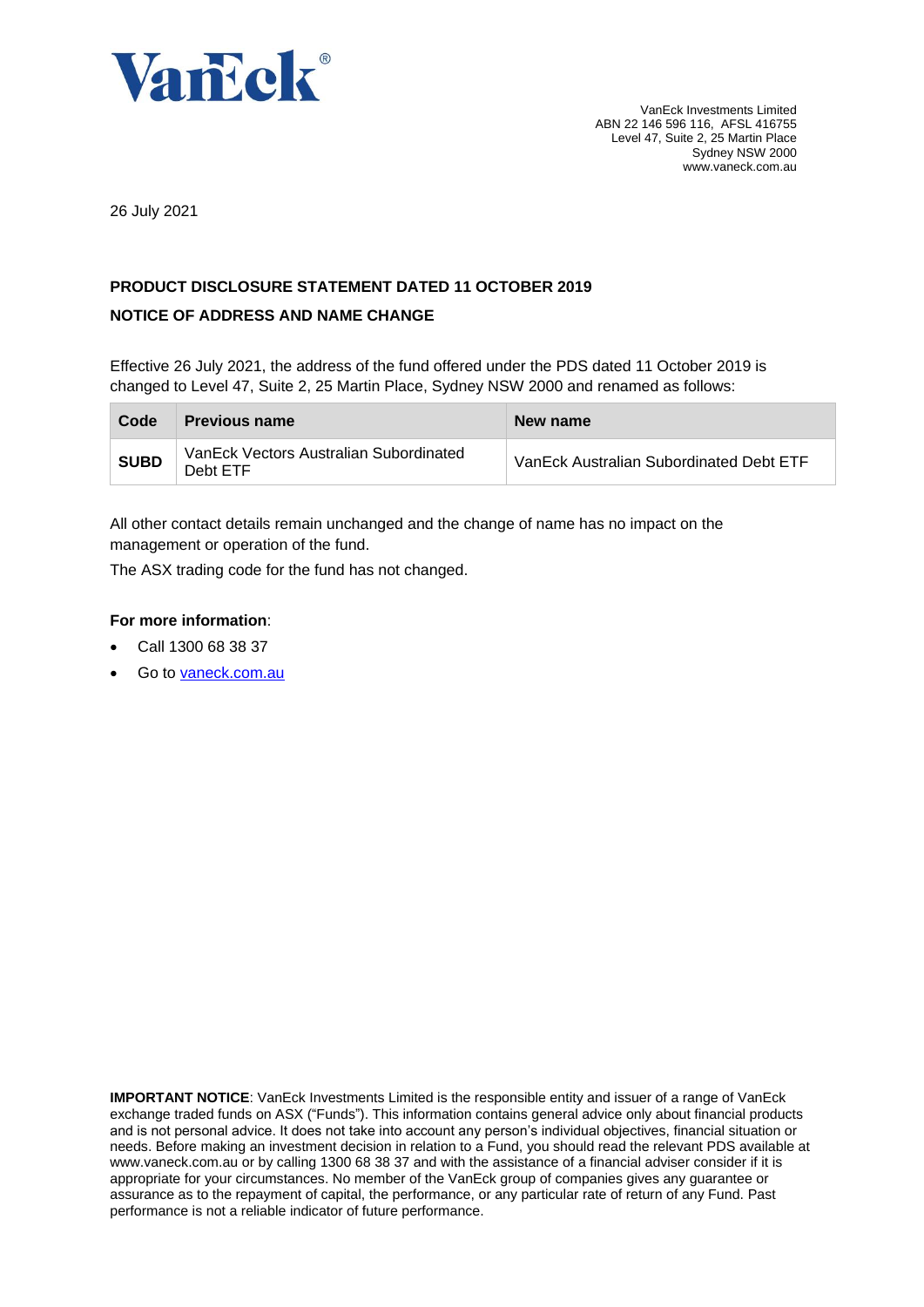VanEck®

VanEck Investments Limited
ABN 22 146 596 116, AFSL 416755
Level 47, Suite 2, 25 Martin Place
Sydney NSW 2000
www.vaneck.com.au

26 July 2021

**PRODUCT DISCLOSURE STATEMENT DATED 11 OCTOBER 2019**

**NOTICE OF ADDRESS AND NAME CHANGE**

Effective 26 July 2021, the address of the fund offered under the PDS dated 11 October 2019 is changed to Level 47, Suite 2, 25 Martin Place, Sydney NSW 2000 and renamed as follows:

| Code | Previous name | New name |
| --- | --- | --- |
| **SUBD** | VanEck Vectors Australian Subordinated Debt ETF | VanEck Australian Subordinated Debt ETF |

All other contact details remain unchanged and the change of name has no impact on the management or operation of the fund.

The ASX trading code for the fund has not changed.

**For more information**:

- Call 1300 68 38 37
- Go to vaneck.com.au

**IMPORTANT NOTICE**: VanEck Investments Limited is the responsible entity and issuer of a range of VanEck exchange traded funds on ASX ("Funds"). This information contains general advice only about financial products and is not personal advice. It does not take into account any person's individual objectives, financial situation or needs. Before making an investment decision in relation to a Fund, you should read the relevant PDS available at www.vaneck.com.au or by calling 1300 68 38 37 and with the assistance of a financial adviser consider if it is appropriate for your circumstances. No member of the VanEck group of companies gives any guarantee or assurance as to the repayment of capital, the performance, or any particular rate of return of any Fund. Past performance is not a reliable indicator of future performance.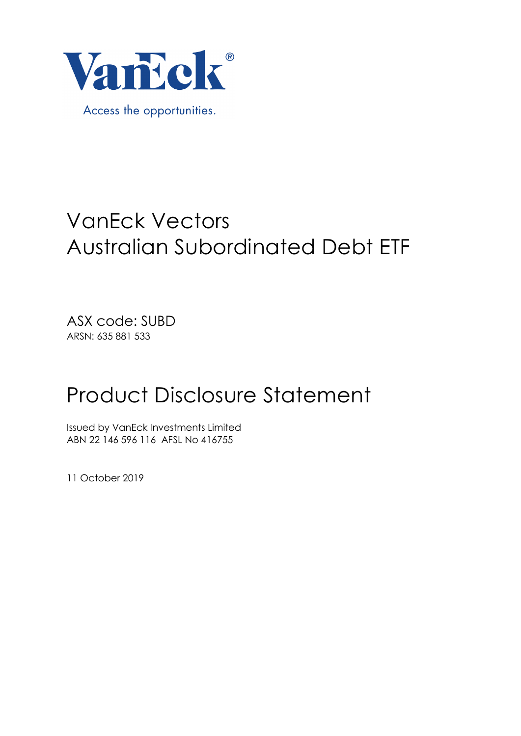VanEck®

Access the opportunities.

# VanEck Vectors Australian Subordinated Debt ETF

ASX code: SUBD

ARSN: 635 881 533

# Product Disclosure Statement

Issued by VanEck Investments Limited

ABN 22 146 596 116 AFSL No 416755

11 October 2019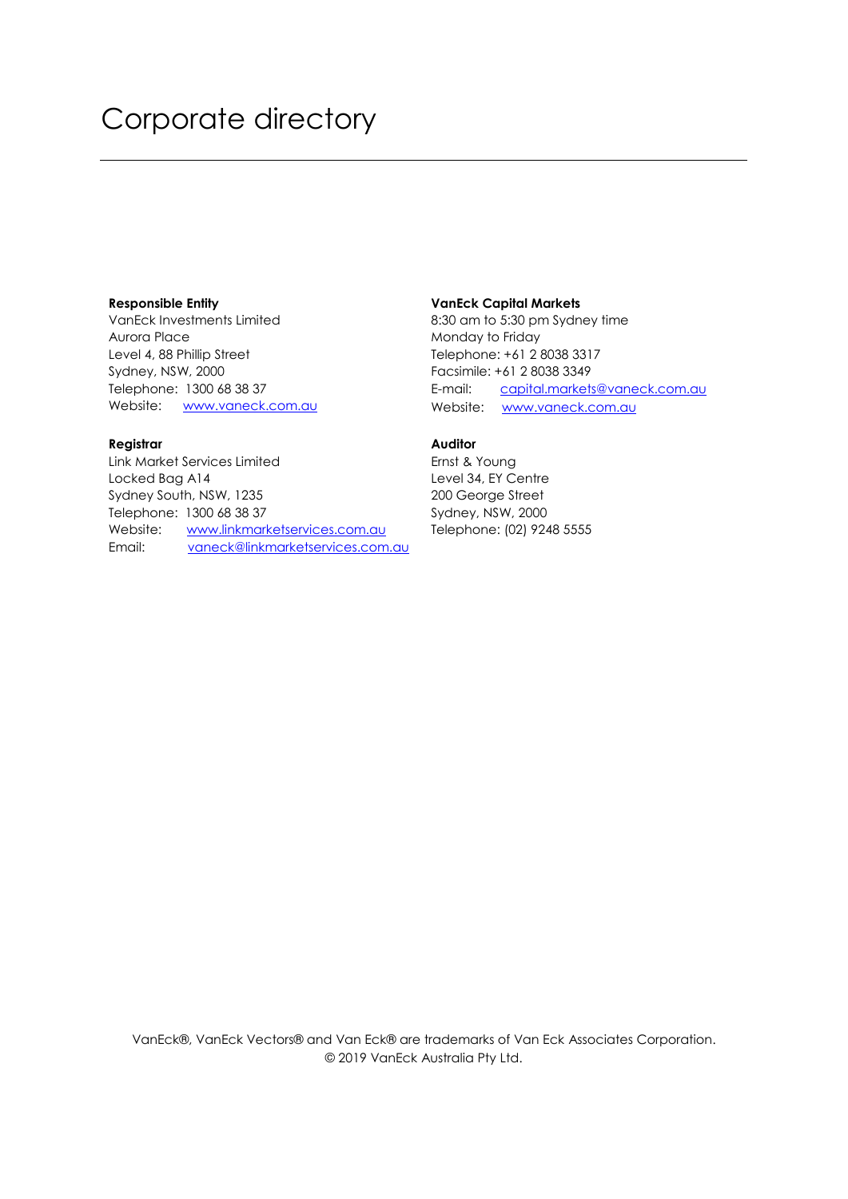# Corporate directory

**Responsible Entity**
VanEck Investments Limited
Aurora Place
Level 4, 88 Phillip Street
Sydney, NSW, 2000
Telephone: 1300 68 38 37
Website: www.vaneck.com.au

**VanEck Capital Markets**
8:30 am to 5:30 pm Sydney time
Monday to Friday
Telephone: +61 2 8038 3317
Facsimile: +61 2 8038 3349
E-mail: capital.markets@vaneck.com.au
Website: www.vaneck.com.au

**Registrar**
Link Market Services Limited
Locked Bag A14
Sydney South, NSW, 1235
Telephone: 1300 68 38 37
Website: www.linkmarketservices.com.au
Email: vaneck@linkmarketservices.com.au

**Auditor**
Ernst & Young
Level 34, EY Centre
200 George Street
Sydney, NSW, 2000
Telephone: (02) 9248 5555

VanEck®, VanEck Vectors® and Van Eck® are trademarks of Van Eck Associates Corporation.
© 2019 VanEck Australia Pty Ltd.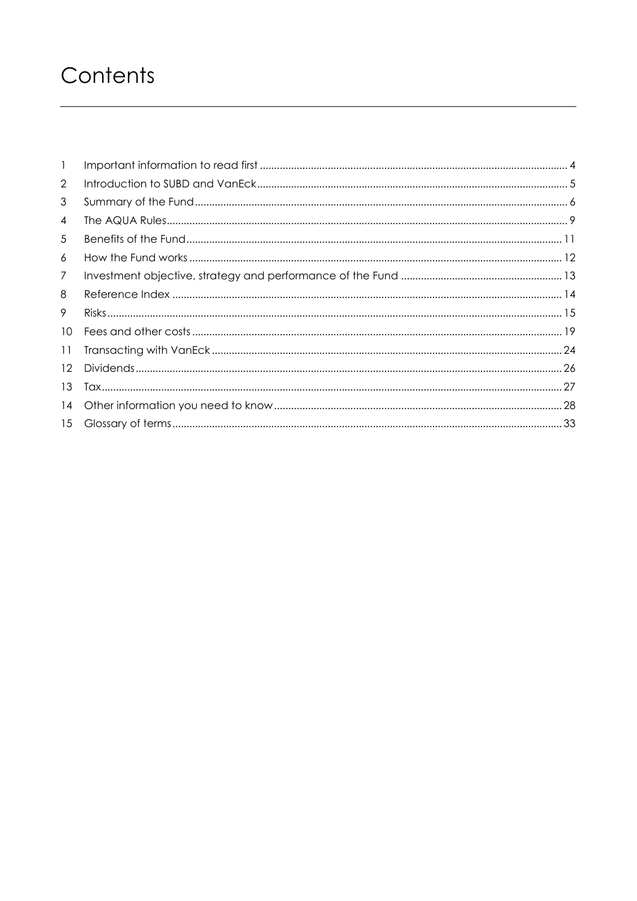# Contents

| | | |
|---|---|---|
| 1 | Important information to read first | 4 |
| 2 | Introduction to SUBD and VanEck | 5 |
| 3 | Summary of the Fund | 6 |
| 4 | The AQUA Rules | 9 |
| 5 | Benefits of the Fund | 11 |
| 6 | How the Fund works | 12 |
| 7 | Investment objective, strategy and performance of the Fund | 13 |
| 8 | Reference Index | 14 |
| 9 | Risks | 15 |
| 10 | Fees and other costs | 19 |
| 11 | Transacting with VanEck | 24 |
| 12 | Dividends | 26 |
| 13 | Tax | 27 |
| 14 | Other information you need to know | 28 |
| 15 | Glossary of terms | 33 |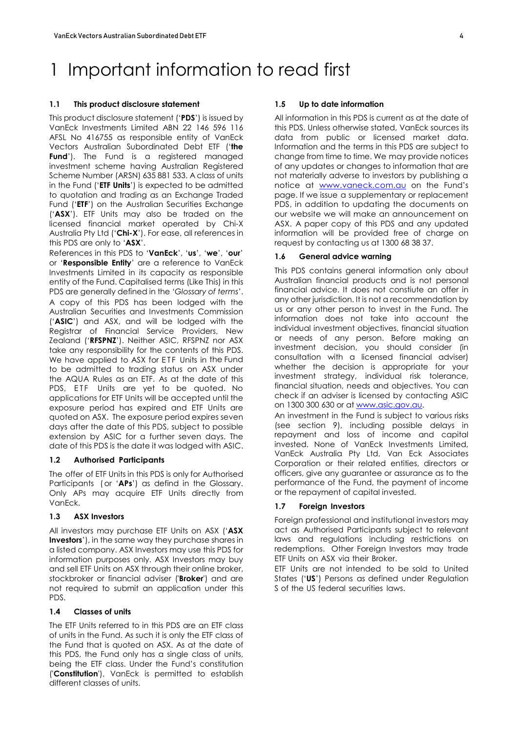# 1 Important information to read first

### 1.1 This product disclosure statement

This product disclosure statement ('**PDS**') is issued by VanEck Investments Limited ABN 22 146 596 116 AFSL No 416755 as responsible entity of VanEck Vectors Australian Subordinated Debt ETF ('**the Fund**'). The Fund is a registered managed investment scheme having Australian Registered Scheme Number (ARSN) 635 881 533. A class of units in the Fund ('**ETF Units**') is expected to be admitted to quotation and trading as an Exchange Traded Fund ('**ETF**') on the Australian Securities Exchange ('**ASX**'). ETF Units may also be traded on the licensed financial market operated by Chi-X Australia Pty Ltd ('**Chi-X**'). For ease, all references in this PDS are only to '**ASX**'.

References in this PDS to '**VanEck**', '**us**', '**we**', '**our**' or '**Responsible Entity**' are a reference to VanEck Investments Limited in its capacity as responsible entity of the Fund. Capitalised terms (Like This) in this PDS are generally defined in the '*Glossary of terms*'.

A copy of this PDS has been lodged with the Australian Securities and Investments Commission ('**ASIC**') and ASX, and will be lodged with the Registrar of Financial Service Providers, New Zealand ('**RFSPNZ**'). Neither ASIC, RFSPNZ nor ASX take any responsibility for the contents of this PDS. We have applied to ASX for ETF Units in the Fund to be admitted to trading status on ASX under the AQUA Rules as an ETF. As at the date of this PDS, ETF Units are yet to be quoted. No applications for ETF Units will be accepted until the exposure period has expired and ETF Units are quoted on ASX. The exposure period expires seven days after the date of this PDS, subject to possible extension by ASIC for a further seven days. The date of this PDS is the date it was lodged with ASIC.

### 1.2 Authorised Participants

The offer of ETF Units in this PDS is only for Authorised Participants (or '**APs**') as defind in the Glossary. Only APs may acquire ETF Units directly from VanEck.

### 1.3 ASX Investors

All investors may purchase ETF Units on ASX ('**ASX Investors**'), in the same way they purchase shares in a listed company. ASX Investors may use this PDS for information purposes only. ASX Investors may buy and sell ETF Units on ASX through their online broker, stockbroker or financial adviser ('**Broker**') and are not required to submit an application under this PDS.

### 1.4 Classes of units

The ETF Units referred to in this PDS are an ETF class of units in the Fund. As such it is only the ETF class of the Fund that is quoted on ASX. As at the date of this PDS, the Fund only has a single class of units, being the ETF class. Under the Fund's constitution ('**Constitution**'), VanEck is permitted to establish different classes of units.

### 1.5 Up to date information

All information in this PDS is current as at the date of this PDS. Unless otherwise stated, VanEck sources its data from public or licensed market data. Information and the terms in this PDS are subject to change from time to time. We may provide notices of any updates or changes to information that are not materially adverse to investors by publishing a notice at www.vaneck.com.au on the Fund's page. If we issue a supplementary or replacement PDS, in addition to updating the documents on our website we will make an announcement on ASX. A paper copy of this PDS and any updated information will be provided free of charge on request by contacting us at 1300 68 38 37.

### 1.6 General advice warning

This PDS contains general information only about Australian financial products and is not personal financial advice. It does not constiute an offer in any other jurisdiction. It is not a recommendation by us or any other person to invest in the Fund. The information does not take into account the individual investment objectives, financial situation or needs of any person. Before making an investment decision, you should consider (in consultation with a licensed financial adviser) whether the decision is appropriate for your investment strategy, individual risk tolerance, financial situation, needs and objectives. You can check if an adviser is licensed by contacting ASIC on 1300 300 630 or at www.asic.gov.au.

An investment in the Fund is subject to various risks (see section 9), including possible delays in repayment and loss of income and capital invested. None of VanEck Investments Limited, VanEck Australia Pty Ltd, Van Eck Associates Corporation or their related entities, directors or officers, give any guarantee or assurance as to the performance of the Fund, the payment of income or the repayment of capital invested.

### 1.7 Foreign Investors

Foreign professional and institutional investors may act as Authorised Participants subject to relevant laws and regulations including restrictions on redemptions. Other Foreign Investors may trade ETF Units on ASX via their Broker.

ETF Units are not intended to be sold to United States ('**US**') Persons as defined under Regulation S of the US federal securities laws.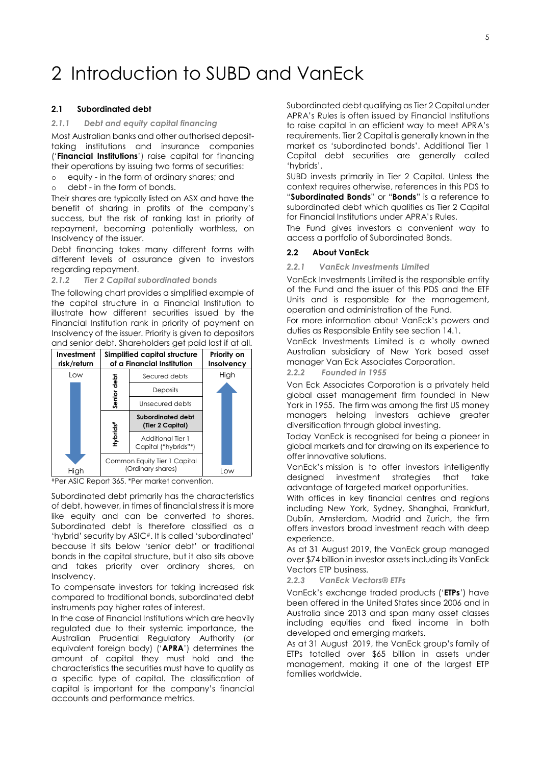# 2 Introduction to SUBD and VanEck

## 2.1 Subordinated debt

### *2.1.1 Debt and equity capital financing*

Most Australian banks and other authorised deposit-taking institutions and insurance companies ('**Financial Institutions**') raise capital for financing their operations by issuing two forms of securities:

- equity - in the form of ordinary shares; and
- debt - in the form of bonds.

Their shares are typically listed on ASX and have the benefit of sharing in profits of the company's success, but the risk of ranking last in priority of repayment, becoming potentially worthless, on Insolvency of the issuer.

Debt financing takes many different forms with different levels of assurance given to investors regarding repayment.

### *2.1.2 Tier 2 Capital subordinated bonds*

The following chart provides a simplified example of the capital structure in a Financial Institution to illustrate how different securities issued by the Financial Institution rank in priority of payment on Insolvency of the issuer. Priority is given to depositors and senior debt. Shareholders get paid last if at all.

| Investment risk/return | Simplified capital structure of a Financial Institution | | Priority on Insolvency |
|---|---|---|---|
| Low | Senior debt | Secured debts | High |
| | | Deposits | |
| | | Unsecured debts | |
| | Hybrids# | **Subordinated debt (Tier 2 Capital)** | |
| | | Additional Tier 1 Capital ("hybrids"*) | |
| High | Common Equity Tier 1 Capital (Ordinary shares) | | Low |

#Per ASIC Report 365. *Per market convention.

Subordinated debt primarily has the characteristics of debt, however, in times of financial stress it is more like equity and can be converted to shares. Subordinated debt is therefore classified as a 'hybrid' security by ASIC#. It is called 'subordinated' because it sits below 'senior debt' or traditional bonds in the capital structure, but it also sits above and takes priority over ordinary shares, on Insolvency.

To compensate investors for taking increased risk compared to traditional bonds, subordinated debt instruments pay higher rates of interest.

In the case of Financial Institutions which are heavily regulated due to their systemic importance, the Australian Prudential Regulatory Authority (or equivalent foreign body) ('**APRA**') determines the amount of capital they must hold and the characteristics the securities must have to qualify as a specific type of capital. The classification of capital is important for the company's financial accounts and performance metrics.

Subordinated debt qualifying as Tier 2 Capital under APRA's Rules is often issued by Financial Institutions to raise capital in an efficient way to meet APRA's requirements. Tier 2 Capital is generally known in the market as 'subordinated bonds'. Additional Tier 1 Capital debt securities are generally called 'hybrids'.

SUBD invests primarily in Tier 2 Capital. Unless the context requires otherwise, references in this PDS to "**Subordinated Bonds**" or "**Bonds**" is a reference to subordinated debt which qualifies as Tier 2 Capital for Financial Institutions under APRA's Rules.

The Fund gives investors a convenient way to access a portfolio of Subordinated Bonds.

## 2.2 About VanEck

### *2.2.1 VanEck Investments Limited*

VanEck Investments Limited is the responsible entity of the Fund and the issuer of this PDS and the ETF Units and is responsible for the management, operation and administration of the Fund.

For more information about VanEck's powers and duties as Responsible Entity see section 14.1.

VanEck Investments Limited is a wholly owned Australian subsidiary of New York based asset manager Van Eck Associates Corporation.

### *2.2.2 Founded in 1955*

Van Eck Associates Corporation is a privately held global asset management firm founded in New York in 1955. The firm was among the first US money managers helping investors achieve greater diversification through global investing.

Today VanEck is recognised for being a pioneer in global markets and for drawing on its experience to offer innovative solutions.

VanEck's mission is to offer investors intelligently designed investment strategies that take advantage of targeted market opportunities.

With offices in key financial centres and regions including New York, Sydney, Shanghai, Frankfurt, Dublin, Amsterdam, Madrid and Zurich, the firm offers investors broad investment reach with deep experience.

As at 31 August 2019, the VanEck group managed over $74 billion in investor assets including its VanEck Vectors ETP business.

### *2.2.3 VanEck Vectors® ETFs*

VanEck's exchange traded products ('**ETPs**') have been offered in the United States since 2006 and in Australia since 2013 and span many asset classes including equities and fixed income in both developed and emerging markets.

As at 31 August 2019, the VanEck group's family of ETPs totalled over $65 billion in assets under management, making it one of the largest ETP families worldwide.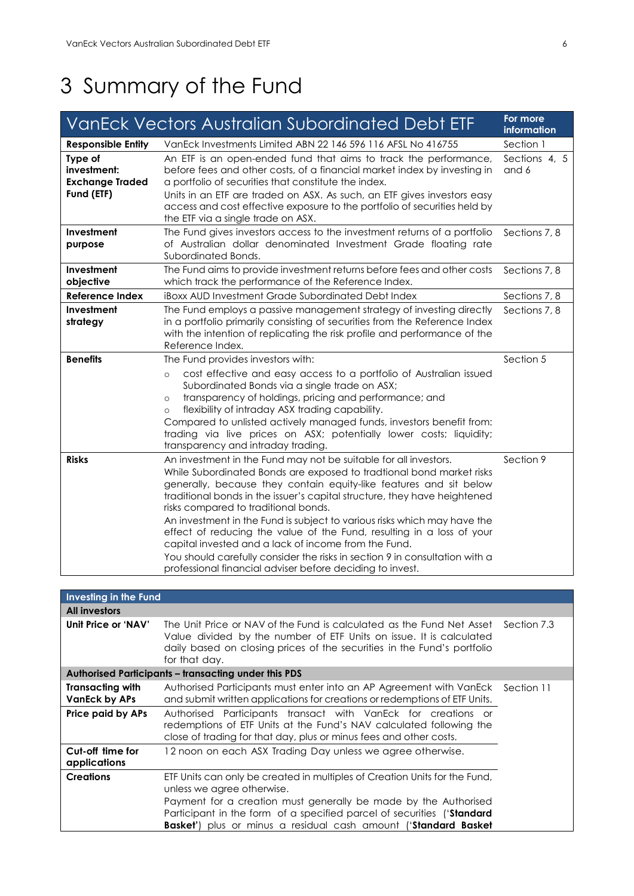# 3 Summary of the Fund

| VanEck Vectors Australian Subordinated Debt ETF | | For more information |
|---|---|---|
| **Responsible Entity** | VanEck Investments Limited ABN 22 146 596 116 AFSL No 416755 | Section 1 |
| **Type of investment: Exchange Traded Fund (ETF)** | An ETF is an open-ended fund that aims to track the performance, before fees and other costs, of a financial market index by investing in a portfolio of securities that constitute the index.<br>Units in an ETF are traded on ASX. As such, an ETF gives investors easy access and cost effective exposure to the portfolio of securities held by the ETF via a single trade on ASX. | Sections 4, 5 and 6 |
| **Investment purpose** | The Fund gives investors access to the investment returns of a portfolio of Australian dollar denominated Investment Grade floating rate Subordinated Bonds. | Sections 7, 8 |
| **Investment objective** | The Fund aims to provide investment returns before fees and other costs which track the performance of the Reference Index. | Sections 7, 8 |
| **Reference Index** | iBoxx AUD Investment Grade Subordinated Debt Index | Sections 7, 8 |
| **Investment strategy** | The Fund employs a passive management strategy of investing directly in a portfolio primarily consisting of securities from the Reference Index with the intention of replicating the risk profile and performance of the Reference Index. | Sections 7, 8 |
| **Benefits** | The Fund provides investors with:<br>o cost effective and easy access to a portfolio of Australian issued Subordinated Bonds via a single trade on ASX;<br>o transparency of holdings, pricing and performance; and<br>o flexibility of intraday ASX trading capability.<br>Compared to unlisted actively managed funds, investors benefit from: trading via live prices on ASX; potentially lower costs; liquidity; transparency and intraday trading. | Section 5 |
| **Risks** | An investment in the Fund may not be suitable for all investors.<br>While Subordinated Bonds are exposed to tradtional bond market risks generally, because they contain equity-like features and sit below traditional bonds in the issuer's capital structure, they have heightened risks compared to traditional bonds.<br>An investment in the Fund is subject to various risks which may have the effect of reducing the value of the Fund, resulting in a loss of your capital invested and a lack of income from the Fund.<br>You should carefully consider the risks in section 9 in consultation with a professional financial adviser before deciding to invest. | Section 9 |

| Investing in the Fund | | |
|---|---|---|
| **All investors** | | |
| **Unit Price or 'NAV'** | The Unit Price or NAV of the Fund is calculated as the Fund Net Asset Value divided by the number of ETF Units on issue. It is calculated daily based on closing prices of the securities in the Fund's portfolio for that day. | Section 7.3 |
| **Authorised Participants – transacting under this PDS** | | |
| **Transacting with VanEck by APs** | Authorised Participants must enter into an AP Agreement with VanEck and submit written applications for creations or redemptions of ETF Units. | Section 11 |
| **Price paid by APs** | Authorised Participants transact with VanEck for creations or redemptions of ETF Units at the Fund's NAV calculated following the close of trading for that day, plus or minus fees and other costs. | |
| **Cut-off time for applications** | 12 noon on each ASX Trading Day unless we agree otherwise. | |
| **Creations** | ETF Units can only be created in multiples of Creation Units for the Fund, unless we agree otherwise.<br>Payment for a creation must generally be made by the Authorised Participant in the form of a specified parcel of securities ('**Standard Basket**') plus or minus a residual cash amount ('**Standard Basket** | |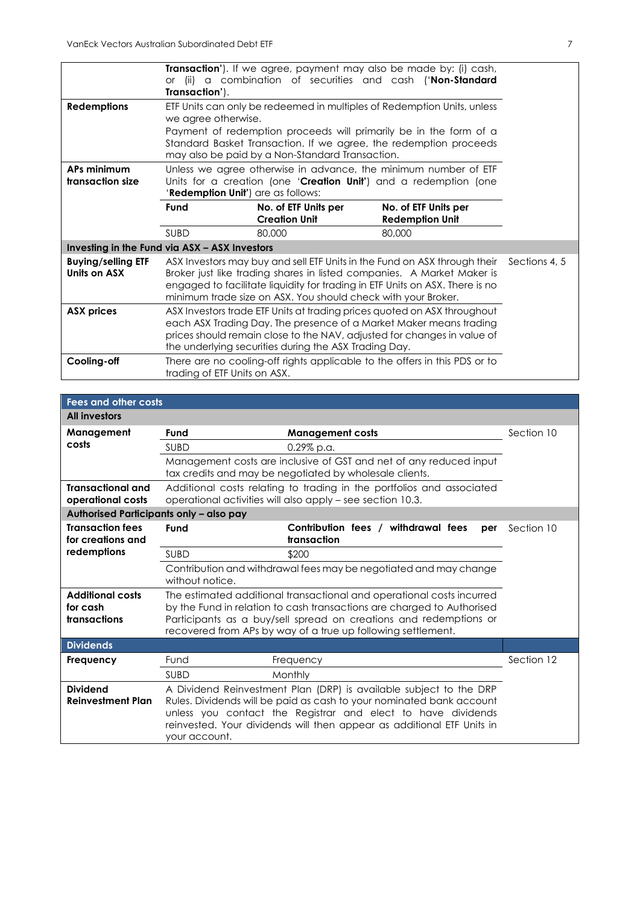| | | | | |
|---|---|---|---|---|
| | **Transaction'**). If we agree, payment may also be made by: (i) cash, or (ii) a combination of securities and cash ('**Non-Standard Transaction'**). | | | |
| **Redemptions** | ETF Units can only be redeemed in multiples of Redemption Units, unless we agree otherwise. Payment of redemption proceeds will primarily be in the form of a Standard Basket Transaction. If we agree, the redemption proceeds may also be paid by a Non-Standard Transaction. | | | |
| **APs minimum transaction size** | Unless we agree otherwise in advance, the minimum number of ETF Units for a creation (one '**Creation Unit'**) and a redemption (one '**Redemption Unit'**) are as follows: | | | |
| | **Fund** | **No. of ETF Units per Creation Unit** | **No. of ETF Units per Redemption Unit** | |
| | SUBD | 80,000 | 80,000 | |
| **Investing in the Fund via ASX – ASX Investors** | | | | |
| **Buying/selling ETF Units on ASX** | ASX Investors may buy and sell ETF Units in the Fund on ASX through their Broker just like trading shares in listed companies. A Market Maker is engaged to facilitate liquidity for trading in ETF Units on ASX. There is no minimum trade size on ASX. You should check with your Broker. | | | Sections 4, 5 |
| **ASX prices** | ASX Investors trade ETF Units at trading prices quoted on ASX throughout each ASX Trading Day. The presence of a Market Maker means trading prices should remain close to the NAV, adjusted for changes in value of the underlying securities during the ASX Trading Day. | | | |
| **Cooling-off** | There are no cooling-off rights applicable to the offers in this PDS or to trading of ETF Units on ASX. | | | |

| **Fees and other costs** | | | |
|---|---|---|---|
| **All investors** | | | |
| **Management costs** | **Fund** | **Management costs** | Section 10 |
| | SUBD | 0.29% p.a. | |
| | Management costs are inclusive of GST and net of any reduced input tax credits and may be negotiated by wholesale clients. | | |
| **Transactional and operational costs** | Additional costs relating to trading in the portfolios and associated operational activities will also apply – see section 10.3. | | |
| **Authorised Participants only – also pay** | | | |
| **Transaction fees for creations and redemptions** | **Fund** | **Contribution fees / withdrawal fees per transaction** | Section 10 |
| | SUBD | $200 | |
| | Contribution and withdrawal fees may be negotiated and may change without notice. | | |
| **Additional costs for cash transactions** | The estimated additional transactional and operational costs incurred by the Fund in relation to cash transactions are charged to Authorised Participants as a buy/sell spread on creations and redemptions or recovered from APs by way of a true up following settlement. | | |
| **Dividends** | | | |
| **Frequency** | Fund | Frequency | Section 12 |
| | SUBD | Monthly | |
| **Dividend Reinvestment Plan** | A Dividend Reinvestment Plan (DRP) is available subject to the DRP Rules. Dividends will be paid as cash to your nominated bank account unless you contact the Registrar and elect to have dividends reinvested. Your dividends will then appear as additional ETF Units in your account. | | |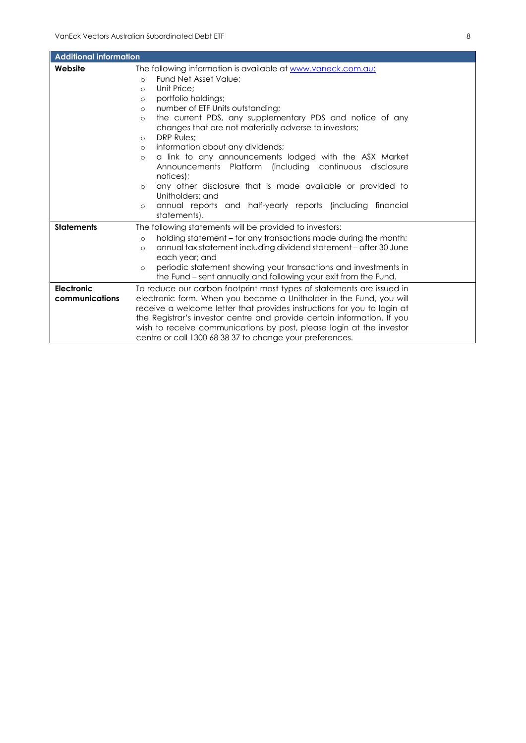| Additional information | |
|---|---|
| **Website** | The following information is available at www.vaneck.com.au: <br>◦ Fund Net Asset Value; <br>◦ Unit Price; <br>◦ portfolio holdings; <br>◦ number of ETF Units outstanding; <br>◦ the current PDS, any supplementary PDS and notice of any changes that are not materially adverse to investors; <br>◦ DRP Rules; <br>◦ information about any dividends; <br>◦ a link to any announcements lodged with the ASX Market Announcements Platform (including continuous disclosure notices); <br>◦ any other disclosure that is made available or provided to Unitholders; and <br>◦ annual reports and half-yearly reports (including financial statements). |
| **Statements** | The following statements will be provided to investors: <br>◦ holding statement – for any transactions made during the month; <br>◦ annual tax statement including dividend statement – after 30 June each year; and <br>◦ periodic statement showing your transactions and investments in the Fund – sent annually and following your exit from the Fund. |
| **Electronic communications** | To reduce our carbon footprint most types of statements are issued in electronic form. When you become a Unitholder in the Fund, you will receive a welcome letter that provides instructions for you to login at the Registrar's investor centre and provide certain information. If you wish to receive communications by post, please login at the investor centre or call 1300 68 38 37 to change your preferences. |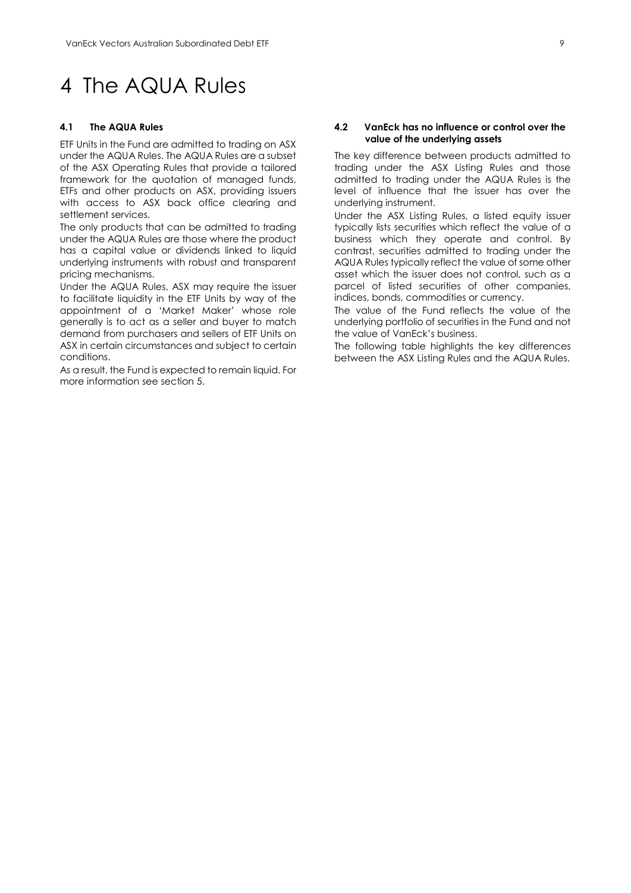# 4 The AQUA Rules

### 4.1 The AQUA Rules

ETF Units in the Fund are admitted to trading on ASX under the AQUA Rules. The AQUA Rules are a subset of the ASX Operating Rules that provide a tailored framework for the quotation of managed funds, ETFs and other products on ASX, providing issuers with access to ASX back office clearing and settlement services.

The only products that can be admitted to trading under the AQUA Rules are those where the product has a capital value or dividends linked to liquid underlying instruments with robust and transparent pricing mechanisms.

Under the AQUA Rules, ASX may require the issuer to facilitate liquidity in the ETF Units by way of the appointment of a 'Market Maker' whose role generally is to act as a seller and buyer to match demand from purchasers and sellers of ETF Units on ASX in certain circumstances and subject to certain conditions.

As a result, the Fund is expected to remain liquid. For more information see section 5.

### 4.2 VanEck has no influence or control over the value of the underlying assets

The key difference between products admitted to trading under the ASX Listing Rules and those admitted to trading under the AQUA Rules is the level of influence that the issuer has over the underlying instrument.

Under the ASX Listing Rules, a listed equity issuer typically lists securities which reflect the value of a business which they operate and control. By contrast, securities admitted to trading under the AQUA Rules typically reflect the value of some other asset which the issuer does not control, such as a parcel of listed securities of other companies, indices, bonds, commodities or currency.

The value of the Fund reflects the value of the underlying portfolio of securities in the Fund and not the value of VanEck's business.

The following table highlights the key differences between the ASX Listing Rules and the AQUA Rules.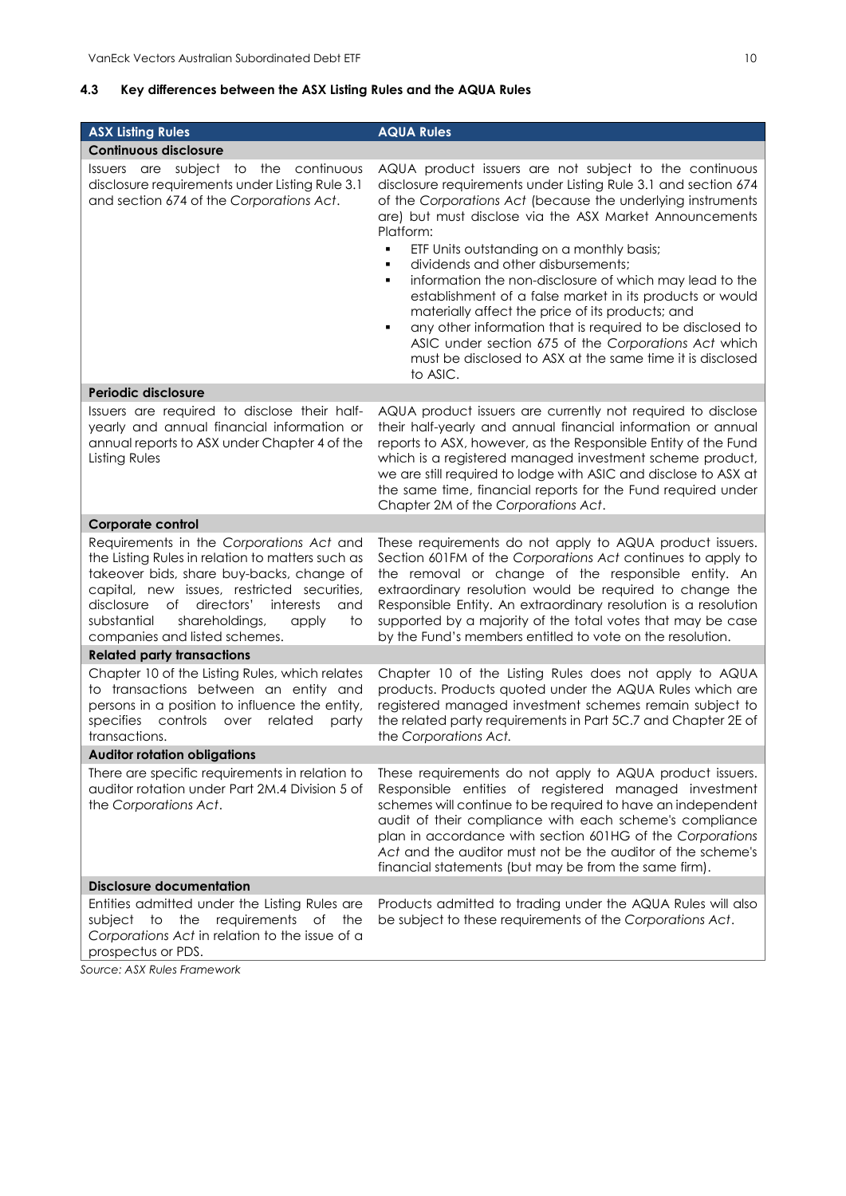### 4.3 Key differences between the ASX Listing Rules and the AQUA Rules

| ASX Listing Rules | AQUA Rules |
| --- | --- |
| **Continuous disclosure** | |
| Issuers are subject to the continuous disclosure requirements under Listing Rule 3.1 and section 674 of the *Corporations Act*. | AQUA product issuers are not subject to the continuous disclosure requirements under Listing Rule 3.1 and section 674 of the *Corporations Act* (because the underlying instruments are) but must disclose via the ASX Market Announcements Platform: <br>▪ ETF Units outstanding on a monthly basis; <br>▪ dividends and other disbursements; <br>▪ information the non-disclosure of which may lead to the establishment of a false market in its products or would materially affect the price of its products; and <br>▪ any other information that is required to be disclosed to ASIC under section 675 of the *Corporations Act* which must be disclosed to ASX at the same time it is disclosed to ASIC. |
| **Periodic disclosure** | |
| Issuers are required to disclose their half-yearly and annual financial information or annual reports to ASX under Chapter 4 of the Listing Rules | AQUA product issuers are currently not required to disclose their half-yearly and annual financial information or annual reports to ASX, however, as the Responsible Entity of the Fund which is a registered managed investment scheme product, we are still required to lodge with ASIC and disclose to ASX at the same time, financial reports for the Fund required under Chapter 2M of the *Corporations Act*. |
| **Corporate control** | |
| Requirements in the *Corporations Act* and the Listing Rules in relation to matters such as takeover bids, share buy-backs, change of capital, new issues, restricted securities, disclosure of directors' interests and substantial shareholdings, apply to companies and listed schemes. | These requirements do not apply to AQUA product issuers. Section 601FM of the *Corporations Act* continues to apply to the removal or change of the responsible entity. An extraordinary resolution would be required to change the Responsible Entity. An extraordinary resolution is a resolution supported by a majority of the total votes that may be case by the Fund's members entitled to vote on the resolution. |
| **Related party transactions** | |
| Chapter 10 of the Listing Rules, which relates to transactions between an entity and persons in a position to influence the entity, specifies controls over related party transactions. | Chapter 10 of the Listing Rules does not apply to AQUA products. Products quoted under the AQUA Rules which are registered managed investment schemes remain subject to the related party requirements in Part 5C.7 and Chapter 2E of the *Corporations Act.* |
| **Auditor rotation obligations** | |
| There are specific requirements in relation to auditor rotation under Part 2M.4 Division 5 of the *Corporations Act*. | These requirements do not apply to AQUA product issuers. Responsible entities of registered managed investment schemes will continue to be required to have an independent audit of their compliance with each scheme's compliance plan in accordance with section 601HG of the *Corporations Act* and the auditor must not be the auditor of the scheme's financial statements (but may be from the same firm). |
| **Disclosure documentation** | |
| Entities admitted under the Listing Rules are subject to the requirements of the *Corporations Act* in relation to the issue of a prospectus or PDS. | Products admitted to trading under the AQUA Rules will also be subject to these requirements of the *Corporations Act*. |

*Source: ASX Rules Framework*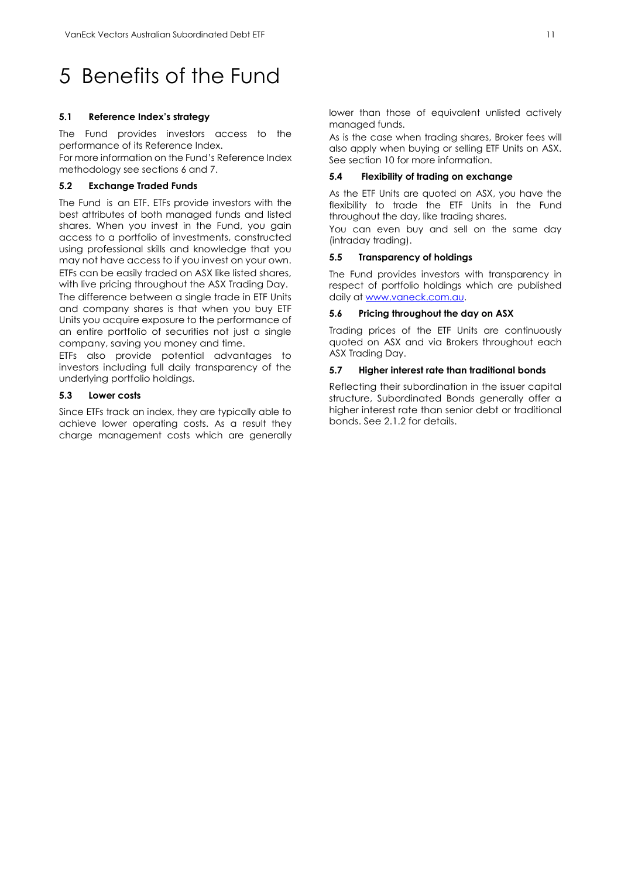# 5 Benefits of the Fund

### 5.1 Reference Index's strategy

The Fund provides investors access to the performance of its Reference Index.

For more information on the Fund's Reference Index methodology see sections 6 and 7.

### 5.2 Exchange Traded Funds

The Fund is an ETF. ETFs provide investors with the best attributes of both managed funds and listed shares. When you invest in the Fund, you gain access to a portfolio of investments, constructed using professional skills and knowledge that you may not have access to if you invest on your own.

ETFs can be easily traded on ASX like listed shares, with live pricing throughout the ASX Trading Day.

The difference between a single trade in ETF Units and company shares is that when you buy ETF Units you acquire exposure to the performance of an entire portfolio of securities not just a single company, saving you money and time.

ETFs also provide potential advantages to investors including full daily transparency of the underlying portfolio holdings.

### 5.3 Lower costs

Since ETFs track an index, they are typically able to achieve lower operating costs. As a result they charge management costs which are generally lower than those of equivalent unlisted actively managed funds.

As is the case when trading shares, Broker fees will also apply when buying or selling ETF Units on ASX. See section 10 for more information.

### 5.4 Flexibility of trading on exchange

As the ETF Units are quoted on ASX, you have the flexibility to trade the ETF Units in the Fund throughout the day, like trading shares.

You can even buy and sell on the same day (intraday trading).

### 5.5 Transparency of holdings

The Fund provides investors with transparency in respect of portfolio holdings which are published daily at www.vaneck.com.au.

### 5.6 Pricing throughout the day on ASX

Trading prices of the ETF Units are continuously quoted on ASX and via Brokers throughout each ASX Trading Day.

### 5.7 Higher interest rate than traditional bonds

Reflecting their subordination in the issuer capital structure, Subordinated Bonds generally offer a higher interest rate than senior debt or traditional bonds. See 2.1.2 for details.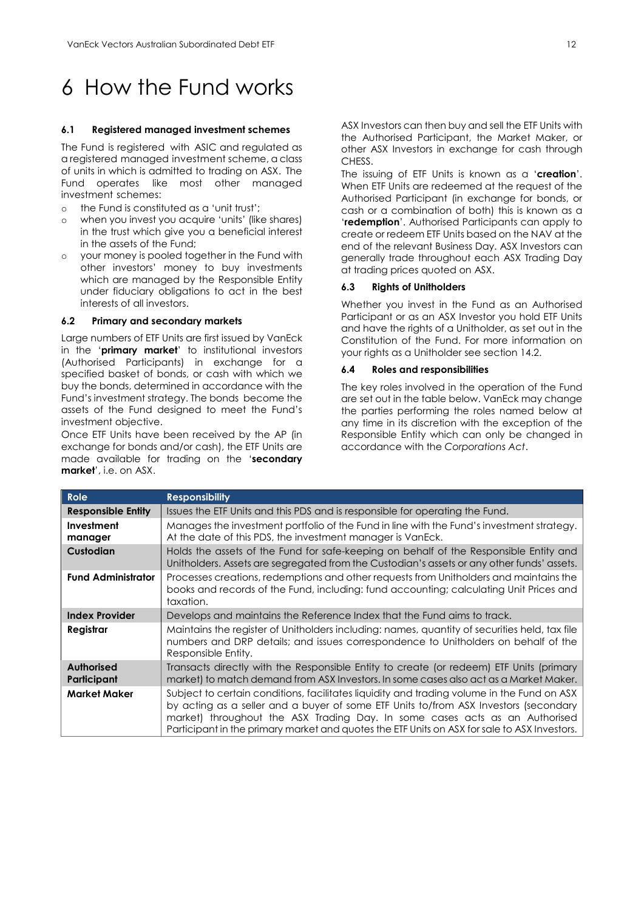# 6 How the Fund works

### 6.1 Registered managed investment schemes

The Fund is registered with ASIC and regulated as a registered managed investment scheme, a class of units in which is admitted to trading on ASX. The Fund operates like most other managed investment schemes:

- the Fund is constituted as a 'unit trust';
- when you invest you acquire 'units' (like shares) in the trust which give you a beneficial interest in the assets of the Fund;
- your money is pooled together in the Fund with other investors' money to buy investments which are managed by the Responsible Entity under fiduciary obligations to act in the best interests of all investors.

### 6.2 Primary and secondary markets

Large numbers of ETF Units are first issued by VanEck in the '**primary market**' to institutional investors (Authorised Participants) in exchange for a specified basket of bonds, or cash with which we buy the bonds, determined in accordance with the Fund's investment strategy. The bonds become the assets of the Fund designed to meet the Fund's investment objective.

Once ETF Units have been received by the AP (in exchange for bonds and/or cash), the ETF Units are made available for trading on the '**secondary market**', i.e. on ASX.

ASX Investors can then buy and sell the ETF Units with the Authorised Participant, the Market Maker, or other ASX Investors in exchange for cash through CHESS.

The issuing of ETF Units is known as a '**creation**'. When ETF Units are redeemed at the request of the Authorised Participant (in exchange for bonds, or cash or a combination of both) this is known as a '**redemption**'. Authorised Participants can apply to create or redeem ETF Units based on the NAV at the end of the relevant Business Day. ASX Investors can generally trade throughout each ASX Trading Day at trading prices quoted on ASX.

### 6.3 Rights of Unitholders

Whether you invest in the Fund as an Authorised Participant or as an ASX Investor you hold ETF Units and have the rights of a Unitholder, as set out in the Constitution of the Fund. For more information on your rights as a Unitholder see section 14.2.

### 6.4 Roles and responsibilities

The key roles involved in the operation of the Fund are set out in the table below. VanEck may change the parties performing the roles named below at any time in its discretion with the exception of the Responsible Entity which can only be changed in accordance with the *Corporations Act*.

| Role | Responsibility |
|---|---|
| **Responsible Entity** | Issues the ETF Units and this PDS and is responsible for operating the Fund. |
| **Investment manager** | Manages the investment portfolio of the Fund in line with the Fund's investment strategy. At the date of this PDS, the investment manager is VanEck. |
| **Custodian** | Holds the assets of the Fund for safe-keeping on behalf of the Responsible Entity and Unitholders. Assets are segregated from the Custodian's assets or any other funds' assets. |
| **Fund Administrator** | Processes creations, redemptions and other requests from Unitholders and maintains the books and records of the Fund, including: fund accounting; calculating Unit Prices and taxation. |
| **Index Provider** | Develops and maintains the Reference Index that the Fund aims to track. |
| **Registrar** | Maintains the register of Unitholders including: names, quantity of securities held, tax file numbers and DRP details; and issues correspondence to Unitholders on behalf of the Responsible Entity. |
| **Authorised Participant** | Transacts directly with the Responsible Entity to create (or redeem) ETF Units (primary market) to match demand from ASX Investors. In some cases also act as a Market Maker. |
| **Market Maker** | Subject to certain conditions, facilitates liquidity and trading volume in the Fund on ASX by acting as a seller and a buyer of some ETF Units to/from ASX Investors (secondary market) throughout the ASX Trading Day. In some cases acts as an Authorised Participant in the primary market and quotes the ETF Units on ASX for sale to ASX Investors. |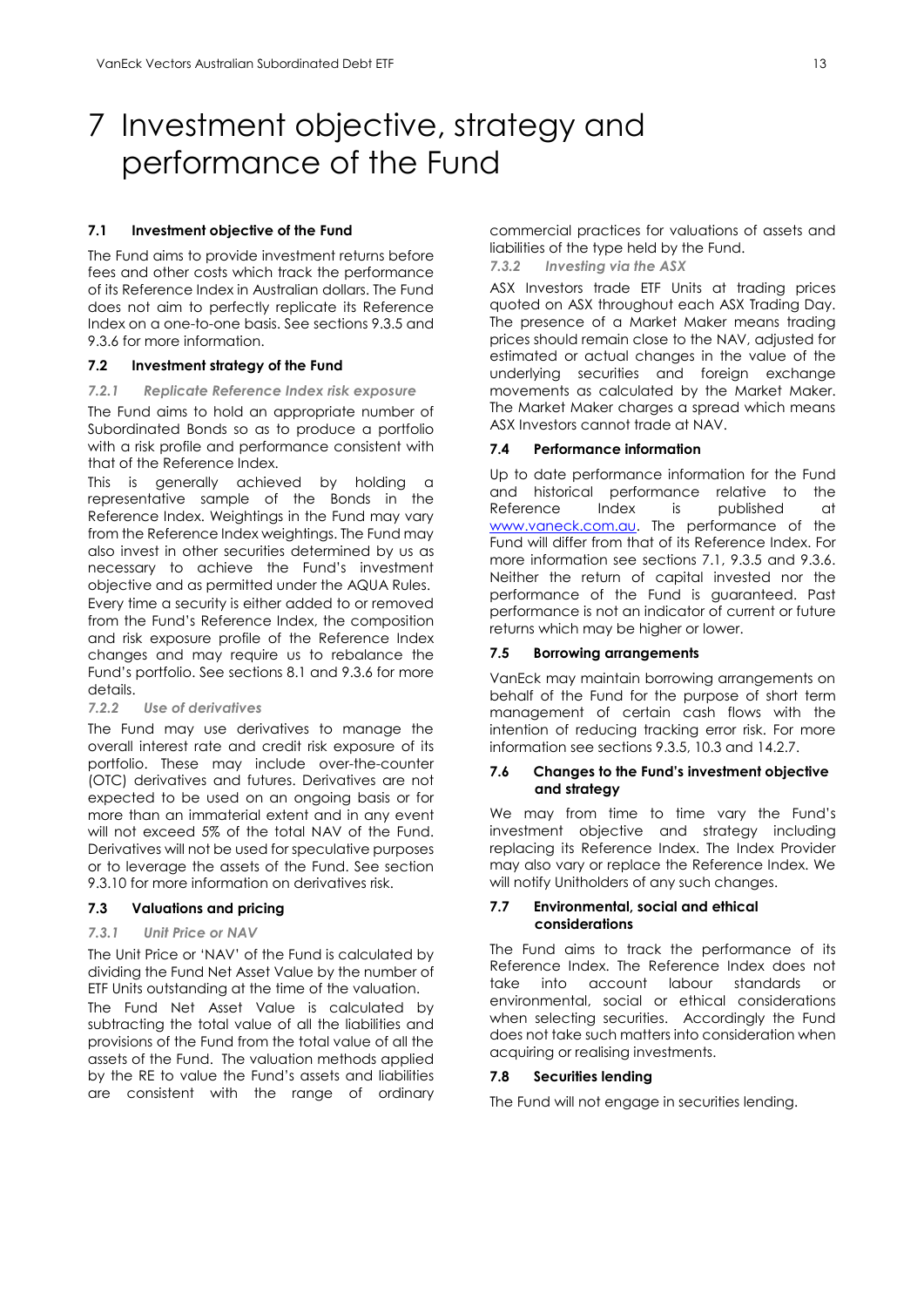# 7 Investment objective, strategy and performance of the Fund

### 7.1 Investment objective of the Fund

The Fund aims to provide investment returns before fees and other costs which track the performance of its Reference Index in Australian dollars. The Fund does not aim to perfectly replicate its Reference Index on a one-to-one basis. See sections 9.3.5 and 9.3.6 for more information.

### 7.2 Investment strategy of the Fund

#### *7.2.1 Replicate Reference Index risk exposure*

The Fund aims to hold an appropriate number of Subordinated Bonds so as to produce a portfolio with a risk profile and performance consistent with that of the Reference Index.

This is generally achieved by holding a representative sample of the Bonds in the Reference Index. Weightings in the Fund may vary from the Reference Index weightings. The Fund may also invest in other securities determined by us as necessary to achieve the Fund's investment objective and as permitted under the AQUA Rules.

Every time a security is either added to or removed from the Fund's Reference Index, the composition and risk exposure profile of the Reference Index changes and may require us to rebalance the Fund's portfolio. See sections 8.1 and 9.3.6 for more details.

#### *7.2.2 Use of derivatives*

The Fund may use derivatives to manage the overall interest rate and credit risk exposure of its portfolio. These may include over-the-counter (OTC) derivatives and futures. Derivatives are not expected to be used on an ongoing basis or for more than an immaterial extent and in any event will not exceed 5% of the total NAV of the Fund. Derivatives will not be used for speculative purposes or to leverage the assets of the Fund. See section 9.3.10 for more information on derivatives risk.

### 7.3 Valuations and pricing

#### *7.3.1 Unit Price or NAV*

The Unit Price or 'NAV' of the Fund is calculated by dividing the Fund Net Asset Value by the number of ETF Units outstanding at the time of the valuation.

The Fund Net Asset Value is calculated by subtracting the total value of all the liabilities and provisions of the Fund from the total value of all the assets of the Fund. The valuation methods applied by the RE to value the Fund's assets and liabilities are consistent with the range of ordinary commercial practices for valuations of assets and liabilities of the type held by the Fund.

#### *7.3.2 Investing via the ASX*

ASX Investors trade ETF Units at trading prices quoted on ASX throughout each ASX Trading Day. The presence of a Market Maker means trading prices should remain close to the NAV, adjusted for estimated or actual changes in the value of the underlying securities and foreign exchange movements as calculated by the Market Maker. The Market Maker charges a spread which means ASX Investors cannot trade at NAV.

### 7.4 Performance information

Up to date performance information for the Fund and historical performance relative to the Reference Index is published at [www.vaneck.com.au](www.vaneck.com.au). The performance of the Fund will differ from that of its Reference Index. For more information see sections 7.1, 9.3.5 and 9.3.6. Neither the return of capital invested nor the performance of the Fund is guaranteed. Past performance is not an indicator of current or future returns which may be higher or lower.

### 7.5 Borrowing arrangements

VanEck may maintain borrowing arrangements on behalf of the Fund for the purpose of short term management of certain cash flows with the intention of reducing tracking error risk. For more information see sections 9.3.5, 10.3 and 14.2.7.

### 7.6 Changes to the Fund's investment objective and strategy

We may from time to time vary the Fund's investment objective and strategy including replacing its Reference Index. The Index Provider may also vary or replace the Reference Index. We will notify Unitholders of any such changes.

### 7.7 Environmental, social and ethical considerations

The Fund aims to track the performance of its Reference Index. The Reference Index does not take into account labour standards or environmental, social or ethical considerations when selecting securities. Accordingly the Fund does not take such matters into consideration when acquiring or realising investments.

### 7.8 Securities lending

The Fund will not engage in securities lending.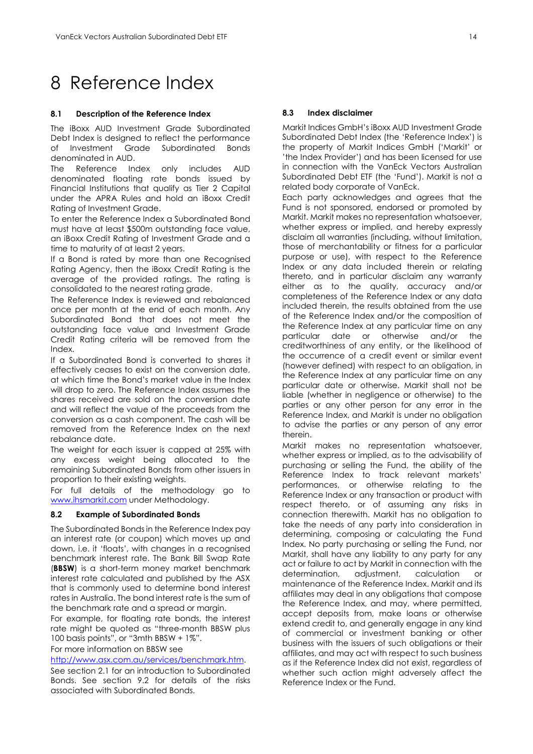# 8 Reference Index

### 8.1 Description of the Reference Index

The iBoxx AUD Investment Grade Subordinated Debt Index is designed to reflect the performance of Investment Grade Subordinated Bonds denominated in AUD.

The Reference Index only includes AUD denominated floating rate bonds issued by Financial Institutions that qualify as Tier 2 Capital under the APRA Rules and hold an iBoxx Credit Rating of Investment Grade.

To enter the Reference Index a Subordinated Bond must have at least $500m outstanding face value, an iBoxx Credit Rating of Investment Grade and a time to maturity of at least 2 years.

If a Bond is rated by more than one Recognised Rating Agency, then the iBoxx Credit Rating is the average of the provided ratings. The rating is consolidated to the nearest rating grade.

The Reference Index is reviewed and rebalanced once per month at the end of each month. Any Subordinated Bond that does not meet the outstanding face value and Investment Grade Credit Rating criteria will be removed from the Index.

If a Subordinated Bond is converted to shares it effectively ceases to exist on the conversion date, at which time the Bond's market value in the Index will drop to zero. The Reference Index assumes the shares received are sold on the conversion date and will reflect the value of the proceeds from the conversion as a cash component. The cash will be removed from the Reference Index on the next rebalance date.

The weight for each issuer is capped at 25% with any excess weight being allocated to the remaining Subordinated Bonds from other issuers in proportion to their existing weights.

For full details of the methodology go to www.ihsmarkit.com under Methodology.

### 8.2 Example of Subordinated Bonds

The Subordinated Bonds in the Reference Index pay an interest rate (or coupon) which moves up and down, i.e. it 'floats', with changes in a recognised benchmark interest rate. The Bank Bill Swap Rate (**BBSW**) is a short-term money market benchmark interest rate calculated and published by the ASX that is commonly used to determine bond interest rates in Australia. The bond interest rate is the sum of the benchmark rate and a spread or margin.

For example, for floating rate bonds, the interest rate might be quoted as "three-month BBSW plus 100 basis points", or "3mth BBSW + 1%".

For more information on BBSW see http://www.asx.com.au/services/benchmark.htm.

See section 2.1 for an introduction to Subordinated Bonds. See section 9.2 for details of the risks associated with Subordinated Bonds.

### 8.3 Index disclaimer

Markit Indices GmbH's iBoxx AUD Investment Grade Subordinated Debt Index (the 'Reference Index') is the property of Markit Indices GmbH ('Markit' or 'the Index Provider') and has been licensed for use in connection with the VanEck Vectors Australian Subordinated Debt ETF (the 'Fund'). Markit is not a related body corporate of VanEck.

Each party acknowledges and agrees that the Fund is not sponsored, endorsed or promoted by Markit. Markit makes no representation whatsoever, whether express or implied, and hereby expressly disclaim all warranties (including, without limitation, those of merchantability or fitness for a particular purpose or use), with respect to the Reference Index or any data included therein or relating thereto, and in particular disclaim any warranty either as to the quality, accuracy and/or completeness of the Reference Index or any data included therein, the results obtained from the use of the Reference Index and/or the composition of the Reference Index at any particular time on any particular date or otherwise and/or the creditworthiness of any entity, or the likelihood of the occurrence of a credit event or similar event (however defined) with respect to an obligation, in the Reference Index at any particular time on any particular date or otherwise. Markit shall not be liable (whether in negligence or otherwise) to the parties or any other person for any error in the Reference Index, and Markit is under no obligation to advise the parties or any person of any error therein.

Markit makes no representation whatsoever, whether express or implied, as to the advisability of purchasing or selling the Fund, the ability of the Reference Index to track relevant markets' performances, or otherwise relating to the Reference Index or any transaction or product with respect thereto, or of assuming any risks in connection therewith. Markit has no obligation to take the needs of any party into consideration in determining, composing or calculating the Fund Index. No party purchasing or selling the Fund, nor Markit, shall have any liability to any party for any act or failure to act by Markit in connection with the determination, adjustment, calculation or maintenance of the Reference Index. Markit and its affiliates may deal in any obligations that compose the Reference Index, and may, where permitted, accept deposits from, make loans or otherwise extend credit to, and generally engage in any kind of commercial or investment banking or other business with the issuers of such obligations or their affiliates, and may act with respect to such business as if the Reference Index did not exist, regardless of whether such action might adversely affect the Reference Index or the Fund.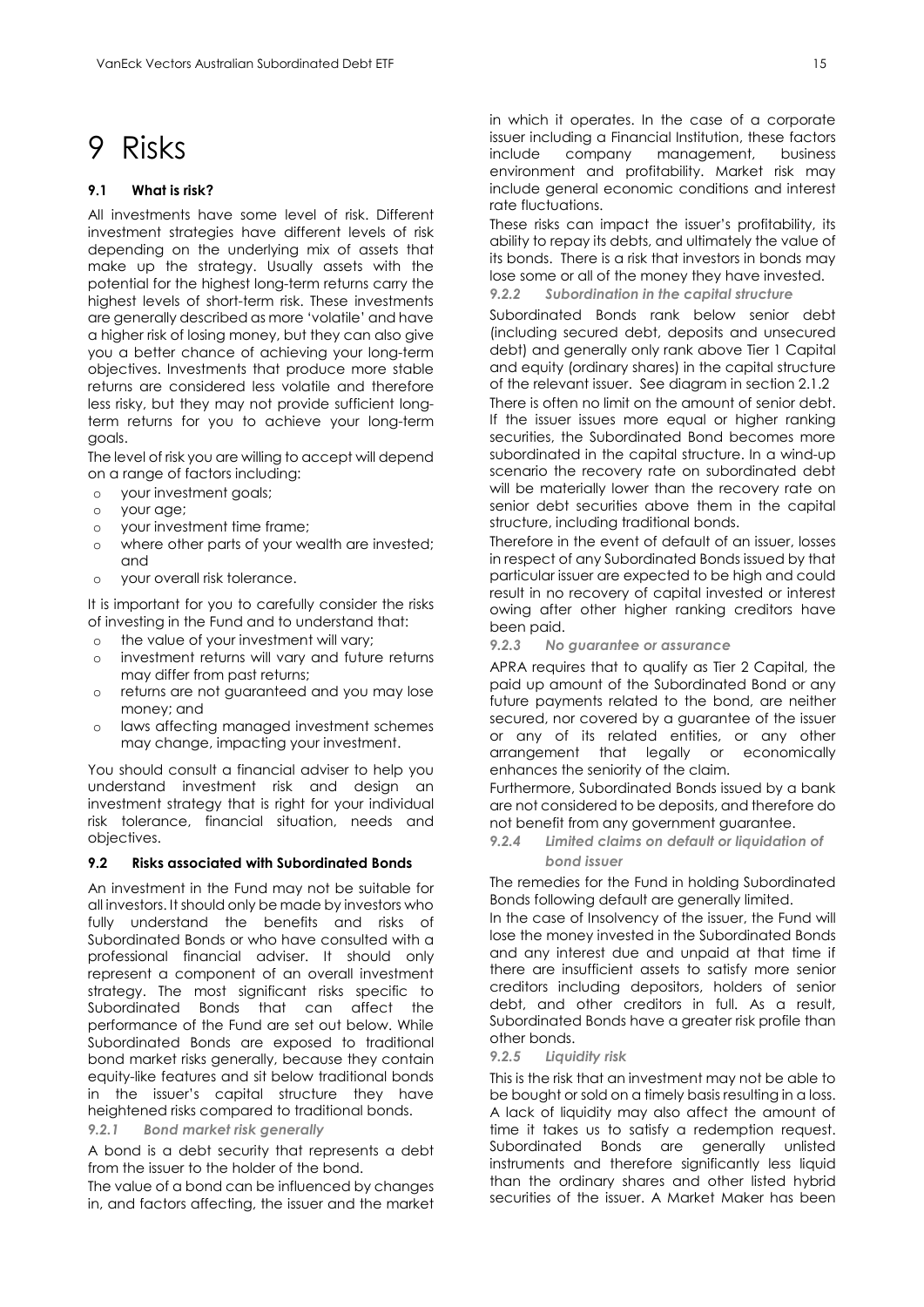# 9 Risks

### 9.1 What is risk?

All investments have some level of risk. Different investment strategies have different levels of risk depending on the underlying mix of assets that make up the strategy. Usually assets with the potential for the highest long-term returns carry the highest levels of short-term risk. These investments are generally described as more 'volatile' and have a higher risk of losing money, but they can also give you a better chance of achieving your long-term objectives. Investments that produce more stable returns are considered less volatile and therefore less risky, but they may not provide sufficient long-term returns for you to achieve your long-term goals.

The level of risk you are willing to accept will depend on a range of factors including:

- your investment goals;
- your age;
- your investment time frame;
- where other parts of your wealth are invested; and
- your overall risk tolerance.

It is important for you to carefully consider the risks of investing in the Fund and to understand that:

- the value of your investment will vary;
- investment returns will vary and future returns may differ from past returns;
- returns are not guaranteed and you may lose money; and
- laws affecting managed investment schemes may change, impacting your investment.

You should consult a financial adviser to help you understand investment risk and design an investment strategy that is right for your individual risk tolerance, financial situation, needs and objectives.

### 9.2 Risks associated with Subordinated Bonds

An investment in the Fund may not be suitable for all investors. It should only be made by investors who fully understand the benefits and risks of Subordinated Bonds or who have consulted with a professional financial adviser. It should only represent a component of an overall investment strategy. The most significant risks specific to Subordinated Bonds that can affect the performance of the Fund are set out below. While Subordinated Bonds are exposed to traditional bond market risks generally, because they contain equity-like features and sit below traditional bonds in the issuer's capital structure they have heightened risks compared to traditional bonds.

#### *9.2.1 Bond market risk generally*

A bond is a debt security that represents a debt from the issuer to the holder of the bond.

The value of a bond can be influenced by changes in, and factors affecting, the issuer and the market in which it operates. In the case of a corporate issuer including a Financial Institution, these factors include company management, business environment and profitability. Market risk may include general economic conditions and interest rate fluctuations.

These risks can impact the issuer's profitability, its ability to repay its debts, and ultimately the value of its bonds. There is a risk that investors in bonds may lose some or all of the money they have invested.

#### *9.2.2 Subordination in the capital structure*

Subordinated Bonds rank below senior debt (including secured debt, deposits and unsecured debt) and generally only rank above Tier 1 Capital and equity (ordinary shares) in the capital structure of the relevant issuer. See diagram in section 2.1.2

There is often no limit on the amount of senior debt. If the issuer issues more equal or higher ranking securities, the Subordinated Bond becomes more subordinated in the capital structure. In a wind-up scenario the recovery rate on subordinated debt will be materially lower than the recovery rate on senior debt securities above them in the capital structure, including traditional bonds.

Therefore in the event of default of an issuer, losses in respect of any Subordinated Bonds issued by that particular issuer are expected to be high and could result in no recovery of capital invested or interest owing after other higher ranking creditors have been paid.

#### *9.2.3 No guarantee or assurance*

APRA requires that to qualify as Tier 2 Capital, the paid up amount of the Subordinated Bond or any future payments related to the bond, are neither secured, nor covered by a guarantee of the issuer or any of its related entities, or any other arrangement that legally or economically enhances the seniority of the claim.

Furthermore, Subordinated Bonds issued by a bank are not considered to be deposits, and therefore do not benefit from any government guarantee.

#### *9.2.4 Limited claims on default or liquidation of bond issuer*

The remedies for the Fund in holding Subordinated Bonds following default are generally limited.

In the case of Insolvency of the issuer, the Fund will lose the money invested in the Subordinated Bonds and any interest due and unpaid at that time if there are insufficient assets to satisfy more senior creditors including depositors, holders of senior debt, and other creditors in full. As a result, Subordinated Bonds have a greater risk profile than other bonds.

#### *9.2.5 Liquidity risk*

This is the risk that an investment may not be able to be bought or sold on a timely basis resulting in a loss. A lack of liquidity may also affect the amount of time it takes us to satisfy a redemption request. Subordinated Bonds are generally unlisted instruments and therefore significantly less liquid than the ordinary shares and other listed hybrid securities of the issuer. A Market Maker has been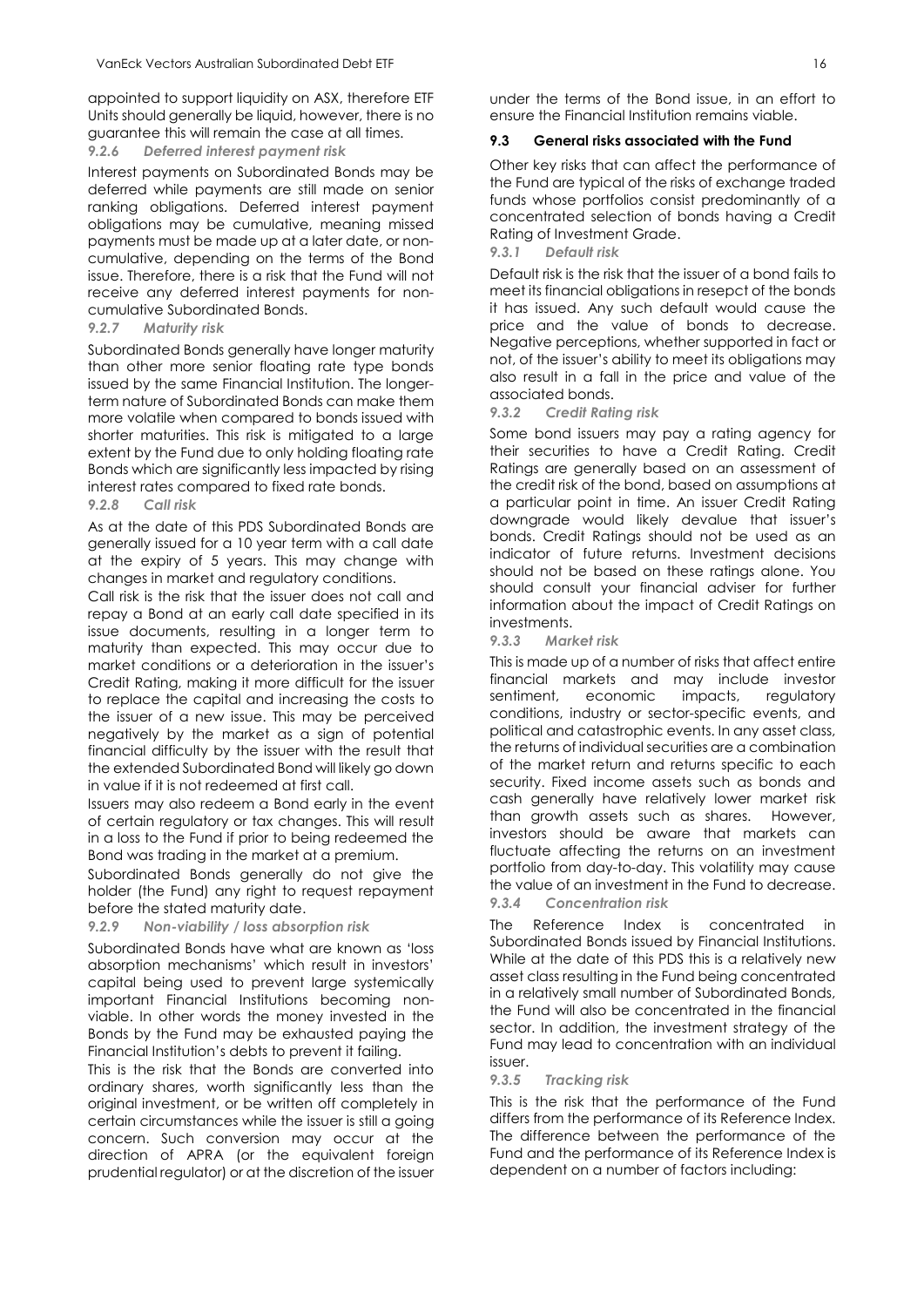appointed to support liquidity on ASX, therefore ETF Units should generally be liquid, however, there is no guarantee this will remain the case at all times.

#### *9.2.6 Deferred interest payment risk*

Interest payments on Subordinated Bonds may be deferred while payments are still made on senior ranking obligations. Deferred interest payment obligations may be cumulative, meaning missed payments must be made up at a later date, or non-cumulative, depending on the terms of the Bond issue. Therefore, there is a risk that the Fund will not receive any deferred interest payments for non-cumulative Subordinated Bonds.

#### *9.2.7 Maturity risk*

Subordinated Bonds generally have longer maturity than other more senior floating rate type bonds issued by the same Financial Institution. The longer-term nature of Subordinated Bonds can make them more volatile when compared to bonds issued with shorter maturities. This risk is mitigated to a large extent by the Fund due to only holding floating rate Bonds which are significantly less impacted by rising interest rates compared to fixed rate bonds.

#### *9.2.8 Call risk*

As at the date of this PDS Subordinated Bonds are generally issued for a 10 year term with a call date at the expiry of 5 years. This may change with changes in market and regulatory conditions.

Call risk is the risk that the issuer does not call and repay a Bond at an early call date specified in its issue documents, resulting in a longer term to maturity than expected. This may occur due to market conditions or a deterioration in the issuer's Credit Rating, making it more difficult for the issuer to replace the capital and increasing the costs to the issuer of a new issue. This may be perceived negatively by the market as a sign of potential financial difficulty by the issuer with the result that the extended Subordinated Bond will likely go down in value if it is not redeemed at first call.

Issuers may also redeem a Bond early in the event of certain regulatory or tax changes. This will result in a loss to the Fund if prior to being redeemed the Bond was trading in the market at a premium.

Subordinated Bonds generally do not give the holder (the Fund) any right to request repayment before the stated maturity date.

#### *9.2.9 Non-viability / loss absorption risk*

Subordinated Bonds have what are known as 'loss absorption mechanisms' which result in investors' capital being used to prevent large systemically important Financial Institutions becoming non-viable. In other words the money invested in the Bonds by the Fund may be exhausted paying the Financial Institution's debts to prevent it failing.

This is the risk that the Bonds are converted into ordinary shares, worth significantly less than the original investment, or be written off completely in certain circumstances while the issuer is still a going concern. Such conversion may occur at the direction of APRA (or the equivalent foreign prudential regulator) or at the discretion of the issuer under the terms of the Bond issue, in an effort to ensure the Financial Institution remains viable.

### 9.3 General risks associated with the Fund

Other key risks that can affect the performance of the Fund are typical of the risks of exchange traded funds whose portfolios consist predominantly of a concentrated selection of bonds having a Credit Rating of Investment Grade.

#### *9.3.1 Default risk*

Default risk is the risk that the issuer of a bond fails to meet its financial obligations in resepct of the bonds it has issued. Any such default would cause the price and the value of bonds to decrease. Negative perceptions, whether supported in fact or not, of the issuer's ability to meet its obligations may also result in a fall in the price and value of the associated bonds.

#### *9.3.2 Credit Rating risk*

Some bond issuers may pay a rating agency for their securities to have a Credit Rating. Credit Ratings are generally based on an assessment of the credit risk of the bond, based on assumptions at a particular point in time. An issuer Credit Rating downgrade would likely devalue that issuer's bonds. Credit Ratings should not be used as an indicator of future returns. Investment decisions should not be based on these ratings alone. You should consult your financial adviser for further information about the impact of Credit Ratings on investments.

#### *9.3.3 Market risk*

This is made up of a number of risks that affect entire financial markets and may include investor sentiment, economic impacts, regulatory conditions, industry or sector-specific events, and political and catastrophic events. In any asset class, the returns of individual securities are a combination of the market return and returns specific to each security. Fixed income assets such as bonds and cash generally have relatively lower market risk than growth assets such as shares. However, investors should be aware that markets can fluctuate affecting the returns on an investment portfolio from day-to-day. This volatility may cause the value of an investment in the Fund to decrease.

#### *9.3.4 Concentration risk*

The Reference Index is concentrated in Subordinated Bonds issued by Financial Institutions. While at the date of this PDS this is a relatively new asset class resulting in the Fund being concentrated in a relatively small number of Subordinated Bonds, the Fund will also be concentrated in the financial sector. In addition, the investment strategy of the Fund may lead to concentration with an individual issuer.

#### *9.3.5 Tracking risk*

This is the risk that the performance of the Fund differs from the performance of its Reference Index. The difference between the performance of the Fund and the performance of its Reference Index is dependent on a number of factors including: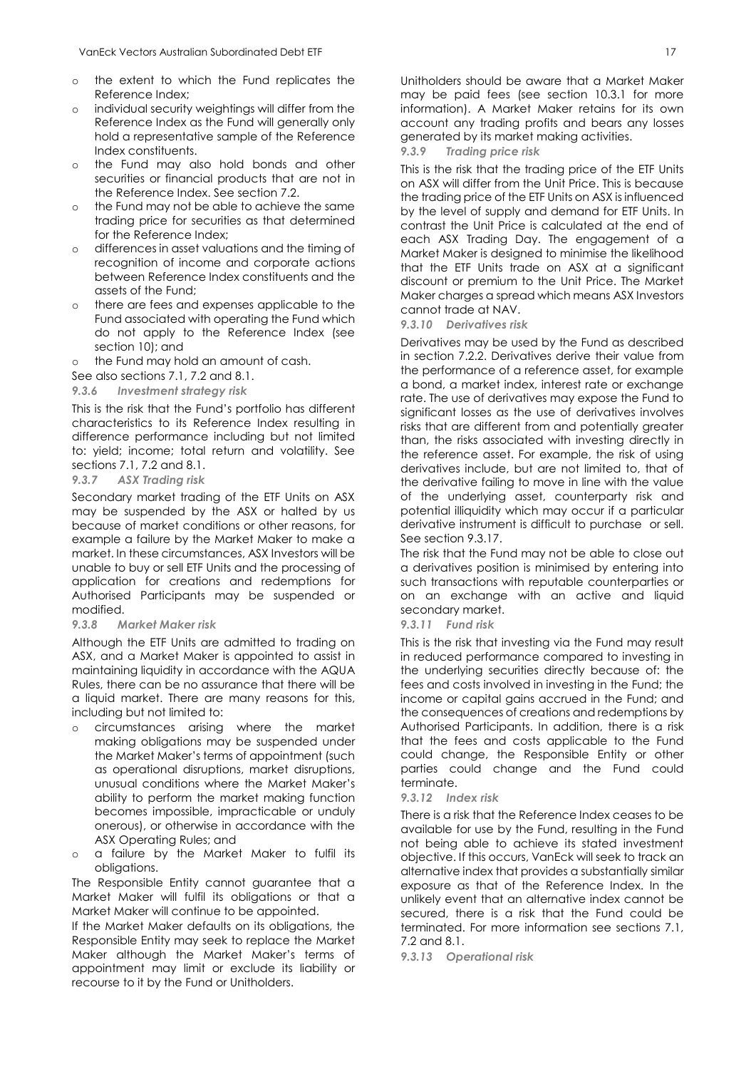- the extent to which the Fund replicates the Reference Index;
- individual security weightings will differ from the Reference Index as the Fund will generally only hold a representative sample of the Reference Index constituents.
- the Fund may also hold bonds and other securities or financial products that are not in the Reference Index. See section 7.2.
- the Fund may not be able to achieve the same trading price for securities as that determined for the Reference Index;
- differences in asset valuations and the timing of recognition of income and corporate actions between Reference Index constituents and the assets of the Fund;
- there are fees and expenses applicable to the Fund associated with operating the Fund which do not apply to the Reference Index (see section 10); and
- the Fund may hold an amount of cash.

See also sections 7.1, 7.2 and 8.1.

#### *9.3.6 Investment strategy risk*

This is the risk that the Fund's portfolio has different characteristics to its Reference Index resulting in difference performance including but not limited to: yield; income; total return and volatility. See sections 7.1, 7.2 and 8.1.

#### *9.3.7 ASX Trading risk*

Secondary market trading of the ETF Units on ASX may be suspended by the ASX or halted by us because of market conditions or other reasons, for example a failure by the Market Maker to make a market. In these circumstances, ASX Investors will be unable to buy or sell ETF Units and the processing of application for creations and redemptions for Authorised Participants may be suspended or modified.

#### *9.3.8 Market Maker risk*

Although the ETF Units are admitted to trading on ASX, and a Market Maker is appointed to assist in maintaining liquidity in accordance with the AQUA Rules, there can be no assurance that there will be a liquid market. There are many reasons for this, including but not limited to:

- circumstances arising where the market making obligations may be suspended under the Market Maker's terms of appointment (such as operational disruptions, market disruptions, unusual conditions where the Market Maker's ability to perform the market making function becomes impossible, impracticable or unduly onerous), or otherwise in accordance with the ASX Operating Rules; and
- a failure by the Market Maker to fulfil its obligations.

The Responsible Entity cannot guarantee that a Market Maker will fulfil its obligations or that a Market Maker will continue to be appointed.

If the Market Maker defaults on its obligations, the Responsible Entity may seek to replace the Market Maker although the Market Maker's terms of appointment may limit or exclude its liability or recourse to it by the Fund or Unitholders.

Unitholders should be aware that a Market Maker may be paid fees (see section 10.3.1 for more information). A Market Maker retains for its own account any trading profits and bears any losses generated by its market making activities.

#### *9.3.9 Trading price risk*

This is the risk that the trading price of the ETF Units on ASX will differ from the Unit Price. This is because the trading price of the ETF Units on ASX is influenced by the level of supply and demand for ETF Units. In contrast the Unit Price is calculated at the end of each ASX Trading Day. The engagement of a Market Maker is designed to minimise the likelihood that the ETF Units trade on ASX at a significant discount or premium to the Unit Price. The Market Maker charges a spread which means ASX Investors cannot trade at NAV.

#### *9.3.10 Derivatives risk*

Derivatives may be used by the Fund as described in section 7.2.2. Derivatives derive their value from the performance of a reference asset, for example a bond, a market index, interest rate or exchange rate. The use of derivatives may expose the Fund to significant losses as the use of derivatives involves risks that are different from and potentially greater than, the risks associated with investing directly in the reference asset. For example, the risk of using derivatives include, but are not limited to, that of the derivative failing to move in line with the value of the underlying asset, counterparty risk and potential illiquidity which may occur if a particular derivative instrument is difficult to purchase or sell. See section 9.3.17.

The risk that the Fund may not be able to close out a derivatives position is minimised by entering into such transactions with reputable counterparties or on an exchange with an active and liquid secondary market.

#### *9.3.11 Fund risk*

This is the risk that investing via the Fund may result in reduced performance compared to investing in the underlying securities directly because of: the fees and costs involved in investing in the Fund; the income or capital gains accrued in the Fund; and the consequences of creations and redemptions by Authorised Participants. In addition, there is a risk that the fees and costs applicable to the Fund could change, the Responsible Entity or other parties could change and the Fund could terminate.

#### *9.3.12 Index risk*

There is a risk that the Reference Index ceases to be available for use by the Fund, resulting in the Fund not being able to achieve its stated investment objective. If this occurs, VanEck will seek to track an alternative index that provides a substantially similar exposure as that of the Reference Index. In the unlikely event that an alternative index cannot be secured, there is a risk that the Fund could be terminated. For more information see sections 7.1, 7.2 and 8.1.

#### *9.3.13 Operational risk*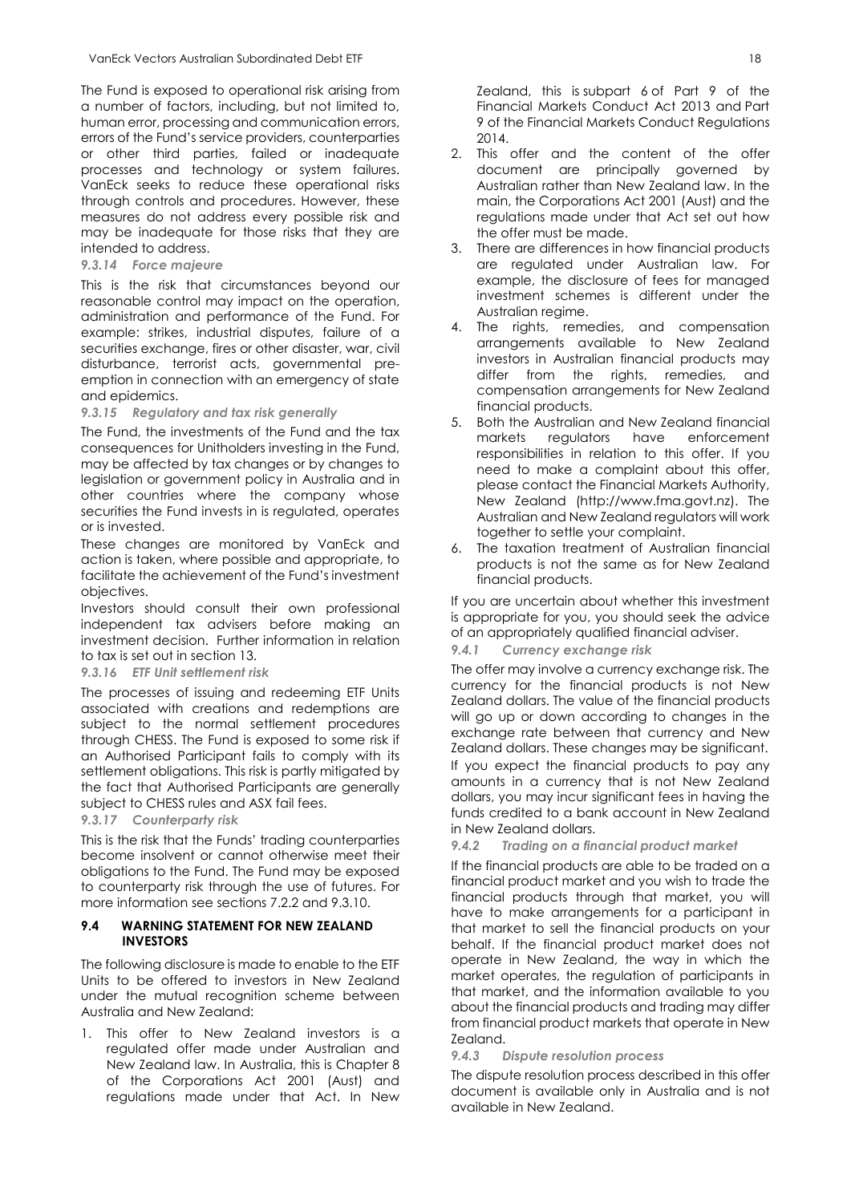The Fund is exposed to operational risk arising from a number of factors, including, but not limited to, human error, processing and communication errors, errors of the Fund's service providers, counterparties or other third parties, failed or inadequate processes and technology or system failures. VanEck seeks to reduce these operational risks through controls and procedures. However, these measures do not address every possible risk and may be inadequate for those risks that they are intended to address.

#### *9.3.14 Force majeure*

This is the risk that circumstances beyond our reasonable control may impact on the operation, administration and performance of the Fund. For example: strikes, industrial disputes, failure of a securities exchange, fires or other disaster, war, civil disturbance, terrorist acts, governmental pre-emption in connection with an emergency of state and epidemics.

#### *9.3.15 Regulatory and tax risk generally*

The Fund, the investments of the Fund and the tax consequences for Unitholders investing in the Fund, may be affected by tax changes or by changes to legislation or government policy in Australia and in other countries where the company whose securities the Fund invests in is regulated, operates or is invested.

These changes are monitored by VanEck and action is taken, where possible and appropriate, to facilitate the achievement of the Fund's investment objectives.

Investors should consult their own professional independent tax advisers before making an investment decision. Further information in relation to tax is set out in section 13.

#### *9.3.16 ETF Unit settlement risk*

The processes of issuing and redeeming ETF Units associated with creations and redemptions are subject to the normal settlement procedures through CHESS. The Fund is exposed to some risk if an Authorised Participant fails to comply with its settlement obligations. This risk is partly mitigated by the fact that Authorised Participants are generally subject to CHESS rules and ASX fail fees.

#### *9.3.17 Counterparty risk*

This is the risk that the Funds' trading counterparties become insolvent or cannot otherwise meet their obligations to the Fund. The Fund may be exposed to counterparty risk through the use of futures. For more information see sections 7.2.2 and 9.3.10.

### 9.4 WARNING STATEMENT FOR NEW ZEALAND INVESTORS

The following disclosure is made to enable to the ETF Units to be offered to investors in New Zealand under the mutual recognition scheme between Australia and New Zealand:

1. This offer to New Zealand investors is a regulated offer made under Australian and New Zealand law. In Australia, this is Chapter 8 of the Corporations Act 2001 (Aust) and regulations made under that Act. In New Zealand, this is subpart 6 of Part 9 of the Financial Markets Conduct Act 2013 and Part 9 of the Financial Markets Conduct Regulations 2014.
2. This offer and the content of the offer document are principally governed by Australian rather than New Zealand law. In the main, the Corporations Act 2001 (Aust) and the regulations made under that Act set out how the offer must be made.
3. There are differences in how financial products are regulated under Australian law. For example, the disclosure of fees for managed investment schemes is different under the Australian regime.
4. The rights, remedies, and compensation arrangements available to New Zealand investors in Australian financial products may differ from the rights, remedies, and compensation arrangements for New Zealand financial products.
5. Both the Australian and New Zealand financial markets regulators have enforcement responsibilities in relation to this offer. If you need to make a complaint about this offer, please contact the Financial Markets Authority, New Zealand (http://www.fma.govt.nz). The Australian and New Zealand regulators will work together to settle your complaint.
6. The taxation treatment of Australian financial products is not the same as for New Zealand financial products.

If you are uncertain about whether this investment is appropriate for you, you should seek the advice of an appropriately qualified financial adviser.

#### *9.4.1 Currency exchange risk*

The offer may involve a currency exchange risk. The currency for the financial products is not New Zealand dollars. The value of the financial products will go up or down according to changes in the exchange rate between that currency and New Zealand dollars. These changes may be significant.

If you expect the financial products to pay any amounts in a currency that is not New Zealand dollars, you may incur significant fees in having the funds credited to a bank account in New Zealand in New Zealand dollars.

#### *9.4.2 Trading on a financial product market*

If the financial products are able to be traded on a financial product market and you wish to trade the financial products through that market, you will have to make arrangements for a participant in that market to sell the financial products on your behalf. If the financial product market does not operate in New Zealand, the way in which the market operates, the regulation of participants in that market, and the information available to you about the financial products and trading may differ from financial product markets that operate in New Zealand.

#### *9.4.3 Dispute resolution process*

The dispute resolution process described in this offer document is available only in Australia and is not available in New Zealand.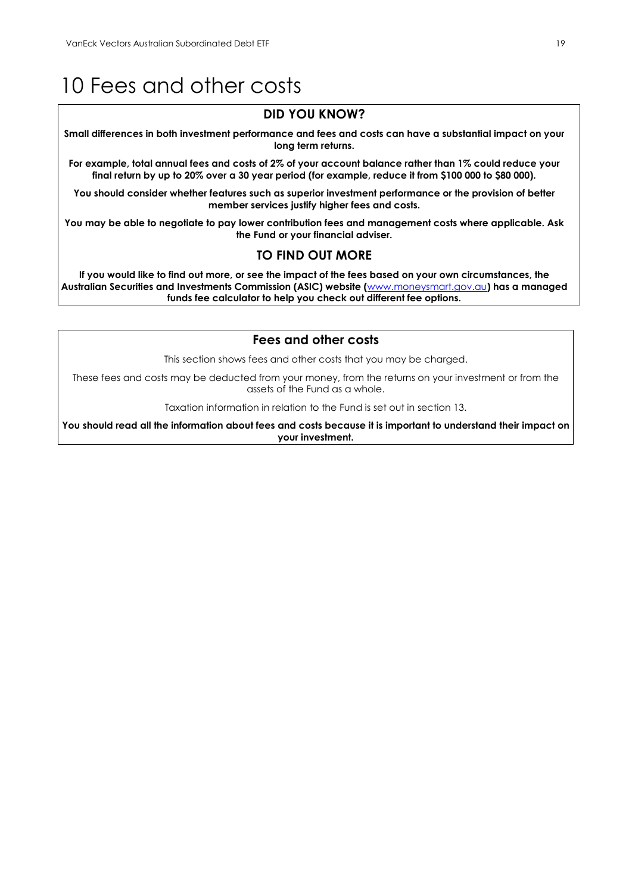# 10 Fees and other costs

## DID YOU KNOW?

**Small differences in both investment performance and fees and costs can have a substantial impact on your long term returns.**

**For example, total annual fees and costs of 2% of your account balance rather than 1% could reduce your final return by up to 20% over a 30 year period (for example, reduce it from $100 000 to $80 000).**

**You should consider whether features such as superior investment performance or the provision of better member services justify higher fees and costs.**

**You may be able to negotiate to pay lower contribution fees and management costs where applicable. Ask the Fund or your financial adviser.**

## TO FIND OUT MORE

**If you would like to find out more, or see the impact of the fees based on your own circumstances, the Australian Securities and Investments Commission (ASIC) website (**www.moneysmart.gov.au**) has a managed funds fee calculator to help you check out different fee options.**

## Fees and other costs

This section shows fees and other costs that you may be charged.

These fees and costs may be deducted from your money, from the returns on your investment or from the assets of the Fund as a whole.

Taxation information in relation to the Fund is set out in section 13.

**You should read all the information about fees and costs because it is important to understand their impact on your investment.**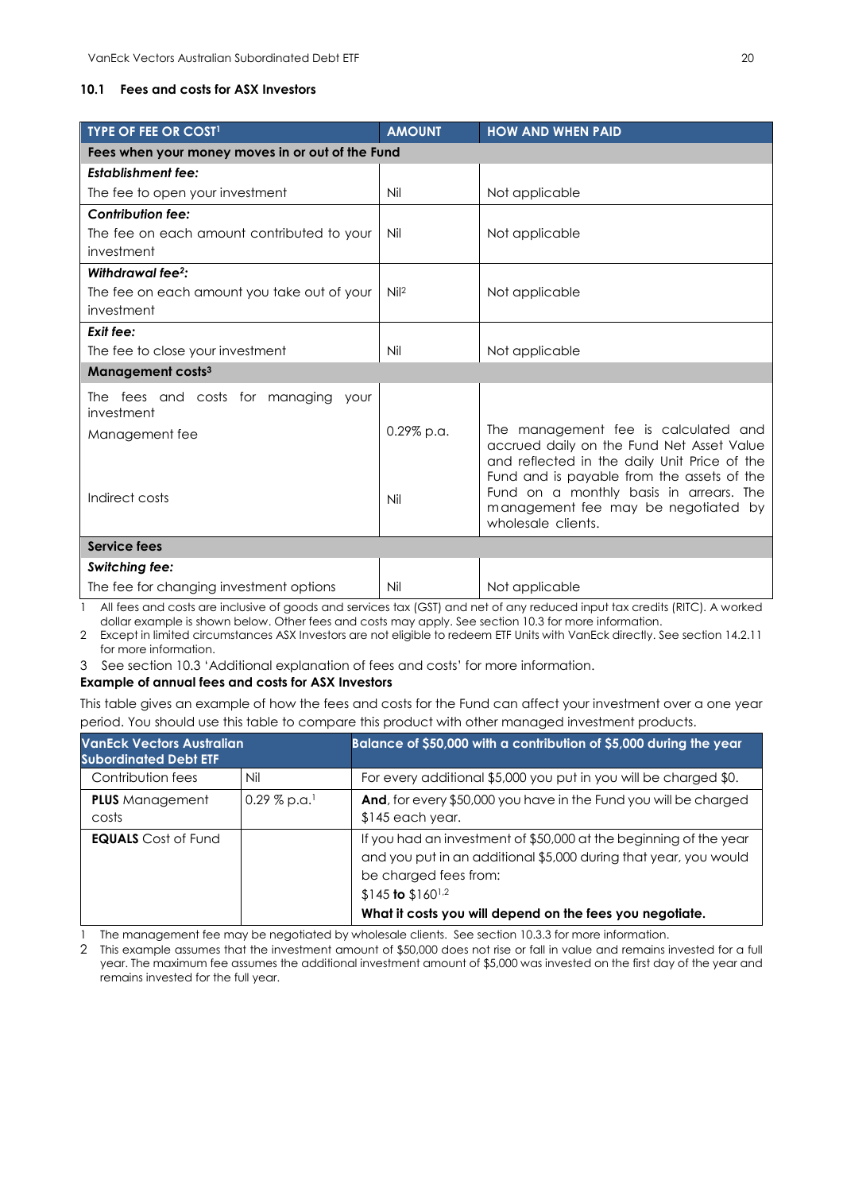### 10.1 Fees and costs for ASX Investors

| TYPE OF FEE OR COST[1] | AMOUNT | HOW AND WHEN PAID |
|---|---|---|
| **Fees when your money moves in or out of the Fund** | | |
| ***Establishment fee:*** The fee to open your investment | Nil | Not applicable |
| ***Contribution fee:*** The fee on each amount contributed to your investment | Nil | Not applicable |
| ***Withdrawal fee[2]:*** The fee on each amount you take out of your investment | Nil[2] | Not applicable |
| ***Exit fee:*** The fee to close your investment | Nil | Not applicable |
| **Management costs[3]** | | |
| The fees and costs for managing your investment | | |
| Management fee | 0.29% p.a. | The management fee is calculated and accrued daily on the Fund Net Asset Value and reflected in the daily Unit Price of the Fund and is payable from the assets of the Fund on a monthly basis in arrears. The management fee may be negotiated by wholesale clients. |
| Indirect costs | Nil | |
| **Service fees** | | |
| ***Switching fee:*** The fee for changing investment options | Nil | Not applicable |

1 All fees and costs are inclusive of goods and services tax (GST) and net of any reduced input tax credits (RITC). A worked dollar example is shown below. Other fees and costs may apply. See section 10.3 for more information.

2 Except in limited circumstances ASX Investors are not eligible to redeem ETF Units with VanEck directly. See section 14.2.11 for more information.

3 See section 10.3 'Additional explanation of fees and costs' for more information.

**Example of annual fees and costs for ASX Investors**

This table gives an example of how the fees and costs for the Fund can affect your investment over a one year period. You should use this table to compare this product with other managed investment products.

| VanEck Vectors Australian Subordinated Debt ETF | | Balance of $50,000 with a contribution of $5,000 during the year |
|---|---|---|
| Contribution fees | Nil | For every additional $5,000 you put in you will be charged $0. |
| **PLUS** Management costs | 0.29 % p.a.[1] | **And**, for every $50,000 you have in the Fund you will be charged $145 each year. |
| **EQUALS** Cost of Fund | | If you had an investment of $50,000 at the beginning of the year and you put in an additional $5,000 during that year, you would be charged fees from: $145 **to** $160[1,2] **What it costs you will depend on the fees you negotiate.** |

1 The management fee may be negotiated by wholesale clients. See section 10.3.3 for more information.

2 This example assumes that the investment amount of $50,000 does not rise or fall in value and remains invested for a full year. The maximum fee assumes the additional investment amount of $5,000 was invested on the first day of the year and remains invested for the full year.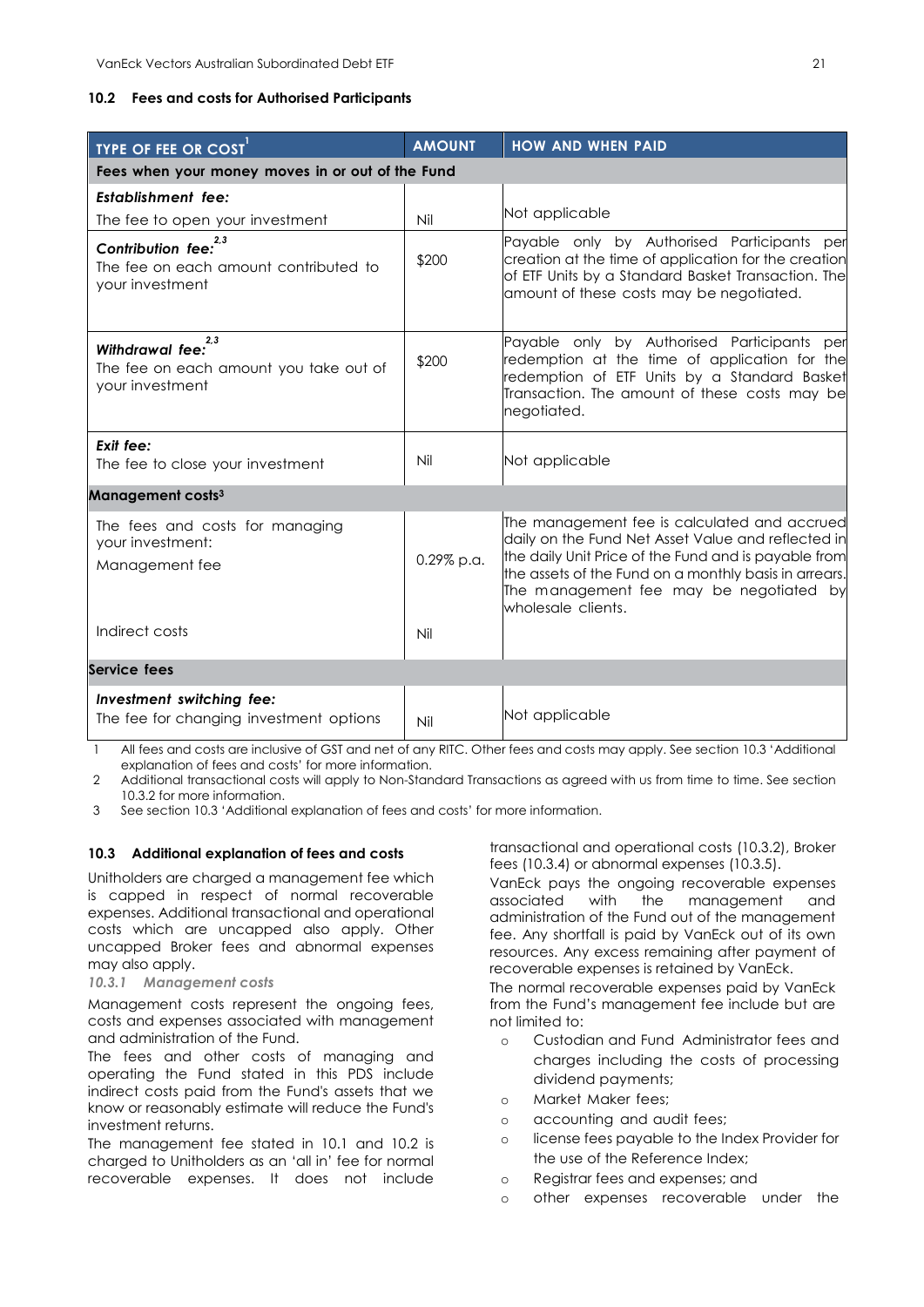### 10.2 Fees and costs for Authorised Participants

| TYPE OF FEE OR COST[1] | AMOUNT | HOW AND WHEN PAID |
|---|---|---|
| **Fees when your money moves in or out of the Fund** | | |
| ***Establishment fee:*** The fee to open your investment | Nil | Not applicable |
| ***Contribution fee:***[2,3] The fee on each amount contributed to your investment | $200 | Payable only by Authorised Participants per creation at the time of application for the creation of ETF Units by a Standard Basket Transaction. The amount of these costs may be negotiated. |
| ***Withdrawal fee:***[2,3] The fee on each amount you take out of your investment | $200 | Payable only by Authorised Participants per redemption at the time of application for the redemption of ETF Units by a Standard Basket Transaction. The amount of these costs may be negotiated. |
| ***Exit fee:*** The fee to close your investment | Nil | Not applicable |
| **Management costs**[3] | | |
| The fees and costs for managing your investment: Management fee | 0.29% p.a. | The management fee is calculated and accrued daily on the Fund Net Asset Value and reflected in the daily Unit Price of the Fund and is payable from the assets of the Fund on a monthly basis in arrears. The management fee may be negotiated by wholesale clients. |
| Indirect costs | Nil | |
| **Service fees** | | |
| ***Investment switching fee:*** The fee for changing investment options | Nil | Not applicable |

1 All fees and costs are inclusive of GST and net of any RITC. Other fees and costs may apply. See section 10.3 'Additional explanation of fees and costs' for more information.

2 Additional transactional costs will apply to Non-Standard Transactions as agreed with us from time to time. See section 10.3.2 for more information.

3 See section 10.3 'Additional explanation of fees and costs' for more information.

### 10.3 Additional explanation of fees and costs

Unitholders are charged a management fee which is capped in respect of normal recoverable expenses. Additional transactional and operational costs which are uncapped also apply. Other uncapped Broker fees and abnormal expenses may also apply.

#### *10.3.1 Management costs*

Management costs represent the ongoing fees, costs and expenses associated with management and administration of the Fund.

The fees and other costs of managing and operating the Fund stated in this PDS include indirect costs paid from the Fund's assets that we know or reasonably estimate will reduce the Fund's investment returns.

The management fee stated in 10.1 and 10.2 is charged to Unitholders as an 'all in' fee for normal recoverable expenses. It does not include transactional and operational costs (10.3.2), Broker fees (10.3.4) or abnormal expenses (10.3.5).

VanEck pays the ongoing recoverable expenses associated with the management and administration of the Fund out of the management fee. Any shortfall is paid by VanEck out of its own resources. Any excess remaining after payment of recoverable expenses is retained by VanEck.

The normal recoverable expenses paid by VanEck from the Fund's management fee include but are not limited to:

- Custodian and Fund Administrator fees and charges including the costs of processing dividend payments;
- Market Maker fees;
- accounting and audit fees;
- license fees payable to the Index Provider for the use of the Reference Index;
- Registrar fees and expenses; and
- other expenses recoverable under the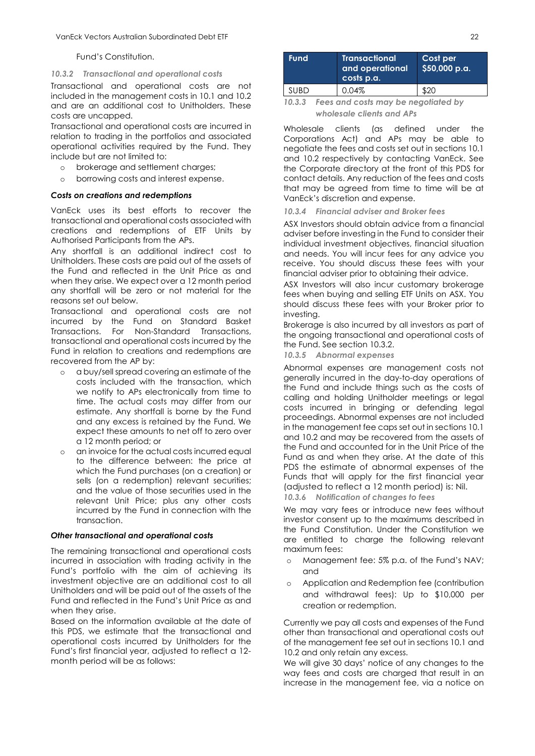Fund's Constitution.

#### *10.3.2 Transactional and operational costs*

Transactional and operational costs are not included in the management costs in 10.1 and 10.2 and are an additional cost to Unitholders. These costs are uncapped.

Transactional and operational costs are incurred in relation to trading in the portfolios and associated operational activities required by the Fund. They include but are not limited to:

- brokerage and settlement charges;
- borrowing costs and interest expense.

***Costs on creations and redemptions***

VanEck uses its best efforts to recover the transactional and operational costs associated with creations and redemptions of ETF Units by Authorised Participants from the APs.

Any shortfall is an additional indirect cost to Unitholders. These costs are paid out of the assets of the Fund and reflected in the Unit Price as and when they arise. We expect over a 12 month period any shortfall will be zero or not material for the reasons set out below.

Transactional and operational costs are not incurred by the Fund on Standard Basket Transactions. For Non-Standard Transactions, transactional and operational costs incurred by the Fund in relation to creations and redemptions are recovered from the AP by:

- a buy/sell spread covering an estimate of the costs included with the transaction, which we notify to APs electronically from time to time. The actual costs may differ from our estimate. Any shortfall is borne by the Fund and any excess is retained by the Fund. We expect these amounts to net off to zero over a 12 month period; or
- an invoice for the actual costs incurred equal to the difference between: the price at which the Fund purchases (on a creation) or sells (on a redemption) relevant securities; and the value of those securities used in the relevant Unit Price; plus any other costs incurred by the Fund in connection with the transaction.

***Other transactional and operational costs***

The remaining transactional and operational costs incurred in association with trading activity in the Fund's portfolio with the aim of achieving its investment objective are an additional cost to all Unitholders and will be paid out of the assets of the Fund and reflected in the Fund's Unit Price as and when they arise.

Based on the information available at the date of this PDS, we estimate that the transactional and operational costs incurred by Unitholders for the Fund's first financial year, adjusted to reflect a 12-month period will be as follows:

| Fund | Transactional and operational costs p.a. | Cost per $50,000 p.a. |
|---|---|---|
| SUBD | 0.04% | $20 |

#### *10.3.3 Fees and costs may be negotiated by wholesale clients and APs*

Wholesale clients (as defined under the Corporations Act) and APs may be able to negotiate the fees and costs set out in sections 10.1 and 10.2 respectively by contacting VanEck. See the Corporate directory at the front of this PDS for contact details. Any reduction of the fees and costs that may be agreed from time to time will be at VanEck's discretion and expense.

#### *10.3.4 Financial adviser and Broker fees*

ASX Investors should obtain advice from a financial adviser before investing in the Fund to consider their individual investment objectives, financial situation and needs. You will incur fees for any advice you receive. You should discuss these fees with your financial adviser prior to obtaining their advice.

ASX Investors will also incur customary brokerage fees when buying and selling ETF Units on ASX. You should discuss these fees with your Broker prior to investing.

Brokerage is also incurred by all investors as part of the ongoing transactional and operational costs of the Fund. See section 10.3.2.

#### *10.3.5 Abnormal expenses*

Abnormal expenses are management costs not generally incurred in the day-to-day operations of the Fund and include things such as the costs of calling and holding Unitholder meetings or legal costs incurred in bringing or defending legal proceedings. Abnormal expenses are not included in the management fee caps set out in sections 10.1 and 10.2 and may be recovered from the assets of the Fund and accounted for in the Unit Price of the Fund as and when they arise. At the date of this PDS the estimate of abnormal expenses of the Funds that will apply for the first financial year (adjusted to reflect a 12 month period) is: Nil.

#### *10.3.6 Notification of changes to fees*

We may vary fees or introduce new fees without investor consent up to the maximums described in the Fund Constitution. Under the Constitution we are entitled to charge the following relevant maximum fees:

- Management fee: 5% p.a. of the Fund's NAV; and
- Application and Redemption fee (contribution and withdrawal fees): Up to $10,000 per creation or redemption.

Currently we pay all costs and expenses of the Fund other than transactional and operational costs out of the management fee set out in sections 10.1 and 10.2 and only retain any excess.

We will give 30 days' notice of any changes to the way fees and costs are charged that result in an increase in the management fee, via a notice on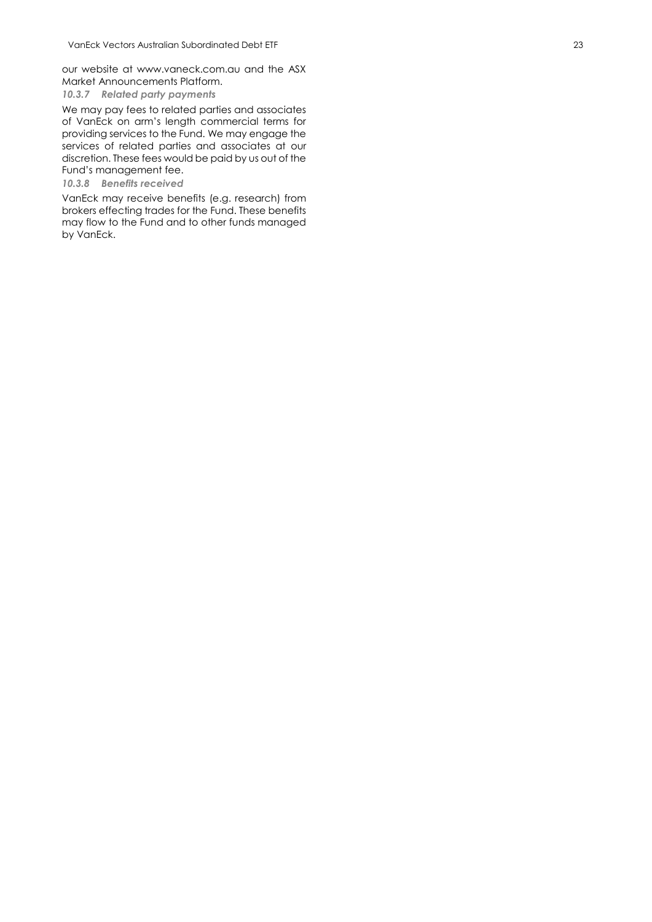our website at www.vaneck.com.au and the ASX Market Announcements Platform.

#### *10.3.7 Related party payments*

We may pay fees to related parties and associates of VanEck on arm's length commercial terms for providing services to the Fund. We may engage the services of related parties and associates at our discretion. These fees would be paid by us out of the Fund's management fee.

#### *10.3.8 Benefits received*

VanEck may receive benefits (e.g. research) from brokers effecting trades for the Fund. These benefits may flow to the Fund and to other funds managed by VanEck.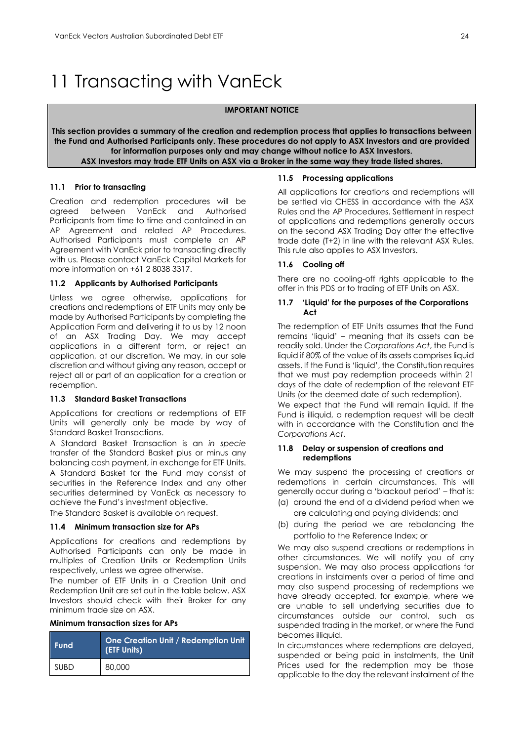# 11 Transacting with VanEck

**IMPORTANT NOTICE**

**This section provides a summary of the creation and redemption process that applies to transactions between the Fund and Authorised Participants only. These procedures do not apply to ASX Investors and are provided for information purposes only and may change without notice to ASX Investors.**
**ASX Investors may trade ETF Units on ASX via a Broker in the same way they trade listed shares.**

### 11.1 Prior to transacting

Creation and redemption procedures will be agreed between VanEck and Authorised Participants from time to time and contained in an AP Agreement and related AP Procedures. Authorised Participants must complete an AP Agreement with VanEck prior to transacting directly with us. Please contact VanEck Capital Markets for more information on +61 2 8038 3317.

### 11.2 Applicants by Authorised Participants

Unless we agree otherwise, applications for creations and redemptions of ETF Units may only be made by Authorised Participants by completing the Application Form and delivering it to us by 12 noon of an ASX Trading Day. We may accept applications in a different form, or reject an application, at our discretion. We may, in our sole discretion and without giving any reason, accept or reject all or part of an application for a creation or redemption.

### 11.3 Standard Basket Transactions

Applications for creations or redemptions of ETF Units will generally only be made by way of Standard Basket Transactions.

A Standard Basket Transaction is an *in specie* transfer of the Standard Basket plus or minus any balancing cash payment, in exchange for ETF Units. A Standard Basket for the Fund may consist of securities in the Reference Index and any other securities determined by VanEck as necessary to achieve the Fund's investment objective.

The Standard Basket is available on request.

### 11.4 Minimum transaction size for APs

Applications for creations and redemptions by Authorised Participants can only be made in multiples of Creation Units or Redemption Units respectively, unless we agree otherwise.

The number of ETF Units in a Creation Unit and Redemption Unit are set out in the table below. ASX Investors should check with their Broker for any minimum trade size on ASX.

**Minimum transaction sizes for APs**

| Fund | One Creation Unit / Redemption Unit (ETF Units) |
|---|---|
| SUBD | 80,000 |

### 11.5 Processing applications

All applications for creations and redemptions will be settled via CHESS in accordance with the ASX Rules and the AP Procedures. Settlement in respect of applications and redemptions generally occurs on the second ASX Trading Day after the effective trade date (T+2) in line with the relevant ASX Rules. This rule also applies to ASX Investors.

### 11.6 Cooling off

There are no cooling-off rights applicable to the offer in this PDS or to trading of ETF Units on ASX.

### 11.7 'Liquid' for the purposes of the Corporations Act

The redemption of ETF Units assumes that the Fund remains 'liquid' – meaning that its assets can be readily sold. Under the *Corporations Act*, the Fund is liquid if 80% of the value of its assets comprises liquid assets. If the Fund is 'liquid', the Constitution requires that we must pay redemption proceeds within 21 days of the date of redemption of the relevant ETF Units (or the deemed date of such redemption).

We expect that the Fund will remain liquid. If the Fund is illiquid, a redemption request will be dealt with in accordance with the Constitution and the *Corporations Act*.

### 11.8 Delay or suspension of creations and redemptions

We may suspend the processing of creations or redemptions in certain circumstances. This will generally occur during a 'blackout period' – that is:

(a) around the end of a dividend period when we are calculating and paying dividends; and

(b) during the period we are rebalancing the portfolio to the Reference Index; or

We may also suspend creations or redemptions in other circumstances. We will notify you of any suspension. We may also process applications for creations in instalments over a period of time and may also suspend processing of redemptions we have already accepted, for example, where we are unable to sell underlying securities due to circumstances outside our control, such as suspended trading in the market, or where the Fund becomes illiquid.

In circumstances where redemptions are delayed, suspended or being paid in instalments, the Unit Prices used for the redemption may be those applicable to the day the relevant instalment of the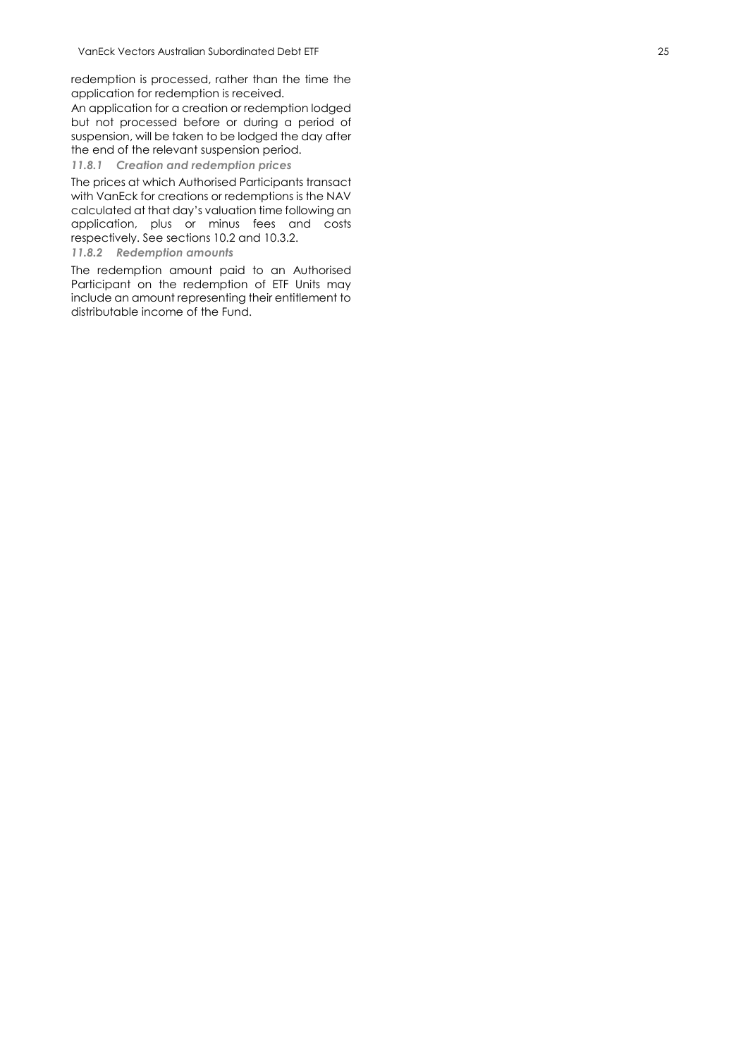redemption is processed, rather than the time the application for redemption is received.

An application for a creation or redemption lodged but not processed before or during a period of suspension, will be taken to be lodged the day after the end of the relevant suspension period.

### *11.8.1 Creation and redemption prices*

The prices at which Authorised Participants transact with VanEck for creations or redemptions is the NAV calculated at that day's valuation time following an application, plus or minus fees and costs respectively. See sections 10.2 and 10.3.2.

### *11.8.2 Redemption amounts*

The redemption amount paid to an Authorised Participant on the redemption of ETF Units may include an amount representing their entitlement to distributable income of the Fund.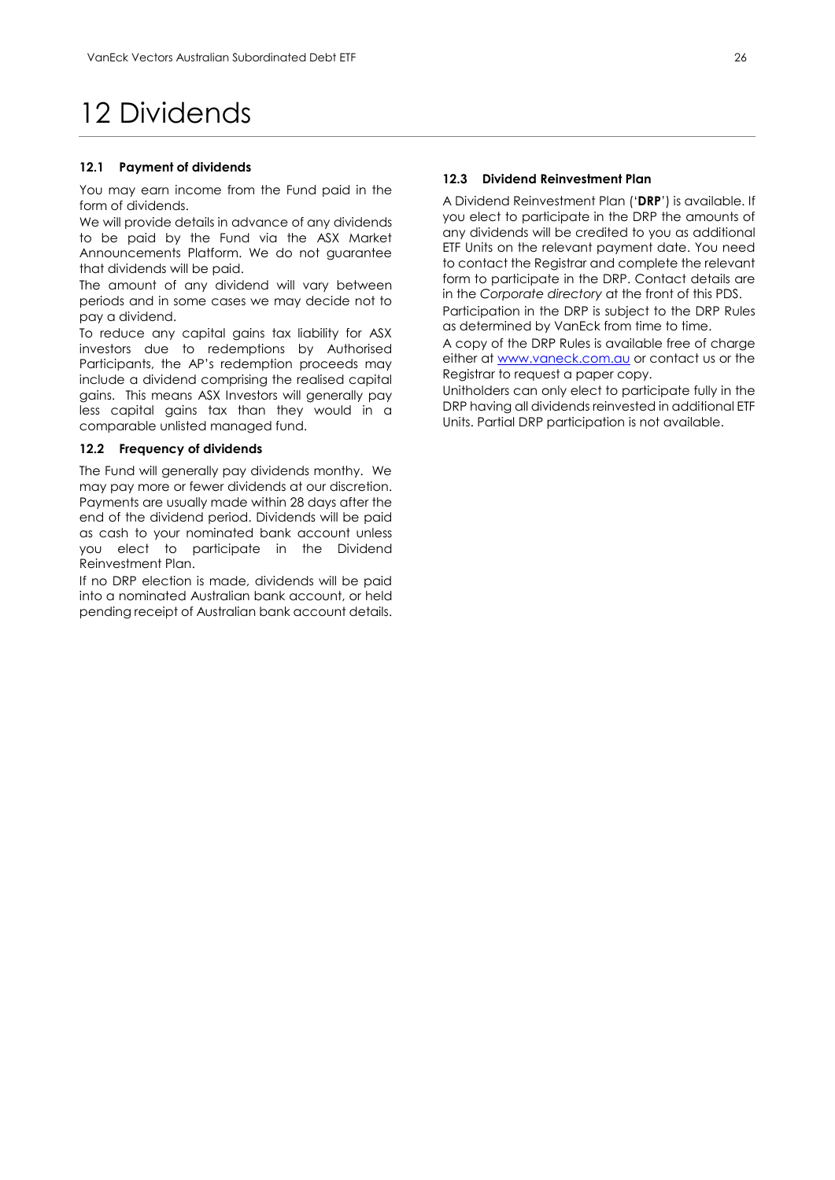# 12 Dividends

### 12.1 Payment of dividends

You may earn income from the Fund paid in the form of dividends.

We will provide details in advance of any dividends to be paid by the Fund via the ASX Market Announcements Platform. We do not guarantee that dividends will be paid.

The amount of any dividend will vary between periods and in some cases we may decide not to pay a dividend.

To reduce any capital gains tax liability for ASX investors due to redemptions by Authorised Participants, the AP's redemption proceeds may include a dividend comprising the realised capital gains. This means ASX Investors will generally pay less capital gains tax than they would in a comparable unlisted managed fund.

### 12.2 Frequency of dividends

The Fund will generally pay dividends monthy. We may pay more or fewer dividends at our discretion. Payments are usually made within 28 days after the end of the dividend period. Dividends will be paid as cash to your nominated bank account unless you elect to participate in the Dividend Reinvestment Plan.

If no DRP election is made, dividends will be paid into a nominated Australian bank account, or held pending receipt of Australian bank account details.

### 12.3 Dividend Reinvestment Plan

A Dividend Reinvestment Plan ('**DRP**') is available. If you elect to participate in the DRP the amounts of any dividends will be credited to you as additional ETF Units on the relevant payment date. You need to contact the Registrar and complete the relevant form to participate in the DRP. Contact details are in the *Corporate directory* at the front of this PDS.

Participation in the DRP is subject to the DRP Rules as determined by VanEck from time to time.

A copy of the DRP Rules is available free of charge either at www.vaneck.com.au or contact us or the Registrar to request a paper copy.

Unitholders can only elect to participate fully in the DRP having all dividends reinvested in additional ETF Units. Partial DRP participation is not available.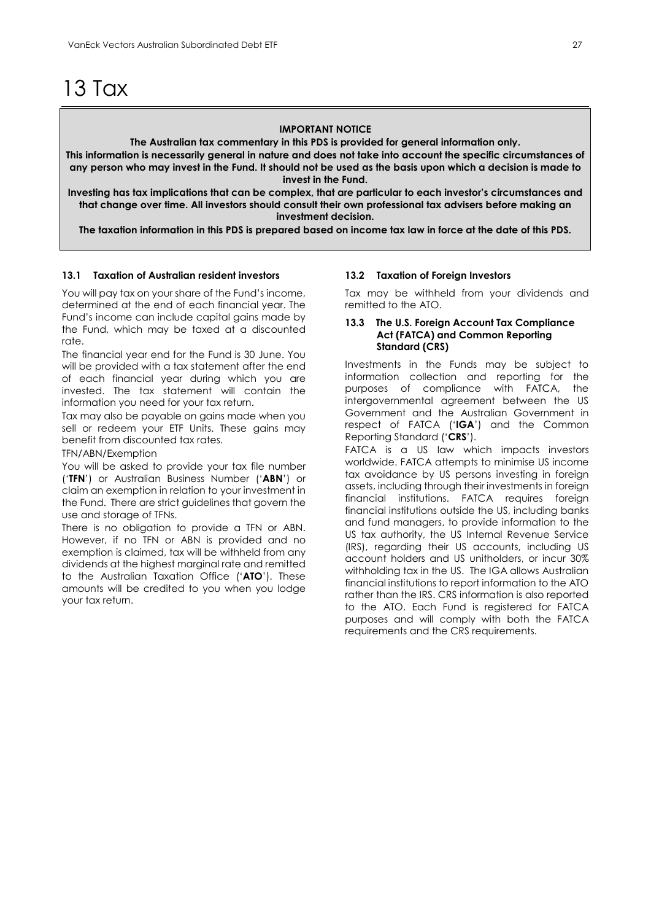# 13 Tax

**IMPORTANT NOTICE**

**The Australian tax commentary in this PDS is provided for general information only.**

**This information is necessarily general in nature and does not take into account the specific circumstances of any person who may invest in the Fund. It should not be used as the basis upon which a decision is made to invest in the Fund.**

**Investing has tax implications that can be complex, that are particular to each investor's circumstances and that change over time. All investors should consult their own professional tax advisers before making an investment decision.**

**The taxation information in this PDS is prepared based on income tax law in force at the date of this PDS.**

### 13.1 Taxation of Australian resident investors

You will pay tax on your share of the Fund's income, determined at the end of each financial year. The Fund's income can include capital gains made by the Fund, which may be taxed at a discounted rate.

The financial year end for the Fund is 30 June. You will be provided with a tax statement after the end of each financial year during which you are invested. The tax statement will contain the information you need for your tax return.

Tax may also be payable on gains made when you sell or redeem your ETF Units. These gains may benefit from discounted tax rates.

TFN/ABN/Exemption

You will be asked to provide your tax file number ('**TFN**') or Australian Business Number ('**ABN**') or claim an exemption in relation to your investment in the Fund. There are strict guidelines that govern the use and storage of TFNs.

There is no obligation to provide a TFN or ABN. However, if no TFN or ABN is provided and no exemption is claimed, tax will be withheld from any dividends at the highest marginal rate and remitted to the Australian Taxation Office ('**ATO**'). These amounts will be credited to you when you lodge your tax return.

### 13.2 Taxation of Foreign Investors

Tax may be withheld from your dividends and remitted to the ATO.

### 13.3 The U.S. Foreign Account Tax Compliance Act (FATCA) and Common Reporting Standard (CRS)

Investments in the Funds may be subject to information collection and reporting for the purposes of compliance with FATCA, the intergovernmental agreement between the US Government and the Australian Government in respect of FATCA ('**IGA**') and the Common Reporting Standard ('**CRS**').

FATCA is a US law which impacts investors worldwide. FATCA attempts to minimise US income tax avoidance by US persons investing in foreign assets, including through their investments in foreign financial institutions. FATCA requires foreign financial institutions outside the US, including banks and fund managers, to provide information to the US tax authority, the US Internal Revenue Service (IRS), regarding their US accounts, including US account holders and US unitholders, or incur 30% withholding tax in the US. The IGA allows Australian financial institutions to report information to the ATO rather than the IRS. CRS information is also reported to the ATO. Each Fund is registered for FATCA purposes and will comply with both the FATCA requirements and the CRS requirements.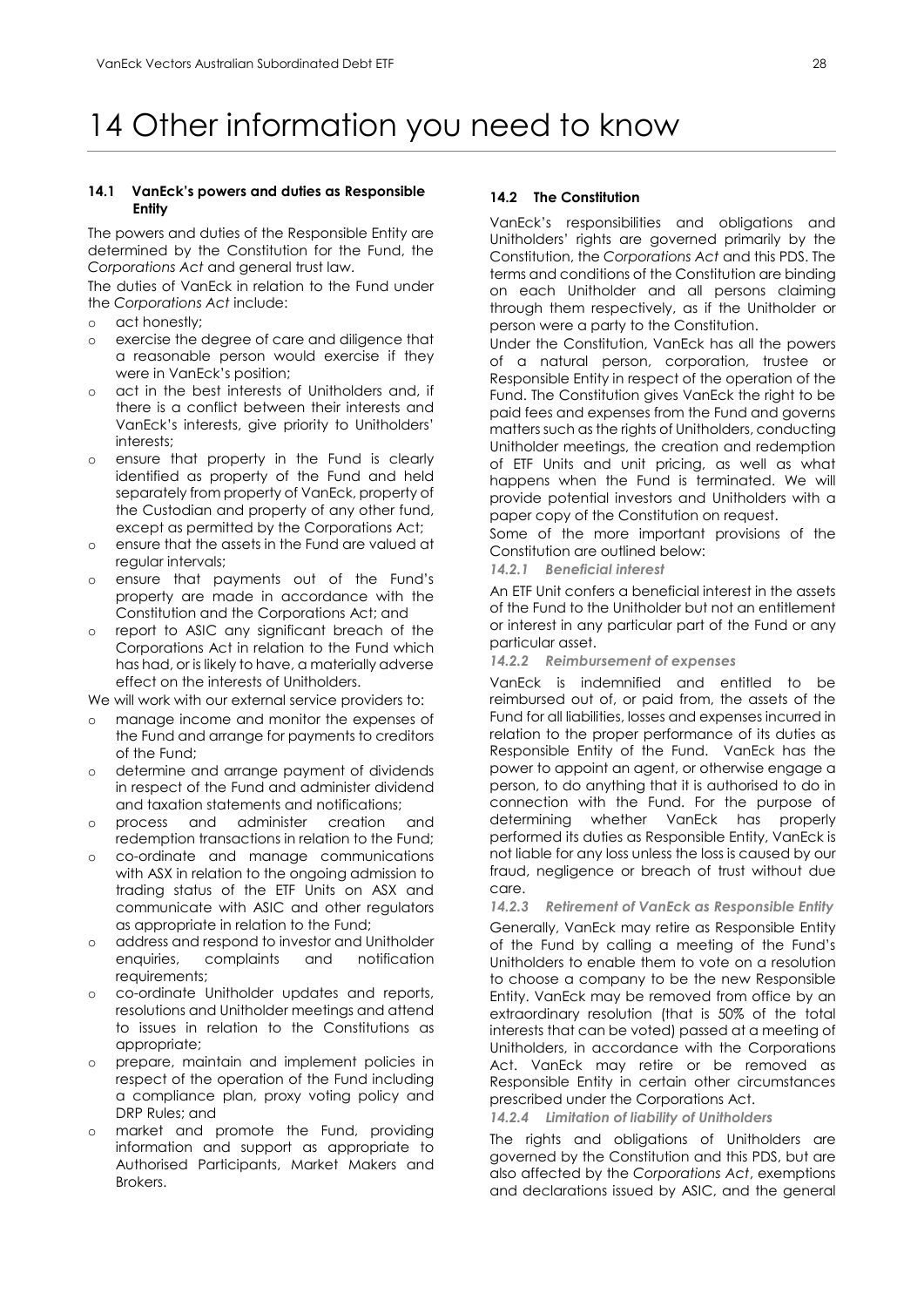# 14 Other information you need to know

### 14.1 VanEck's powers and duties as Responsible Entity

The powers and duties of the Responsible Entity are determined by the Constitution for the Fund, the *Corporations Act* and general trust law.

The duties of VanEck in relation to the Fund under the *Corporations Act* include:

- act honestly;
- exercise the degree of care and diligence that a reasonable person would exercise if they were in VanEck's position;
- act in the best interests of Unitholders and, if there is a conflict between their interests and VanEck's interests, give priority to Unitholders' interests;
- ensure that property in the Fund is clearly identified as property of the Fund and held separately from property of VanEck, property of the Custodian and property of any other fund, except as permitted by the Corporations Act;
- ensure that the assets in the Fund are valued at regular intervals;
- ensure that payments out of the Fund's property are made in accordance with the Constitution and the Corporations Act; and
- report to ASIC any significant breach of the Corporations Act in relation to the Fund which has had, or is likely to have, a materially adverse effect on the interests of Unitholders.

We will work with our external service providers to:

- manage income and monitor the expenses of the Fund and arrange for payments to creditors of the Fund;
- determine and arrange payment of dividends in respect of the Fund and administer dividend and taxation statements and notifications;
- process and administer creation and redemption transactions in relation to the Fund;
- co-ordinate and manage communications with ASX in relation to the ongoing admission to trading status of the ETF Units on ASX and communicate with ASIC and other regulators as appropriate in relation to the Fund;
- address and respond to investor and Unitholder enquiries, complaints and notification requirements;
- co-ordinate Unitholder updates and reports, resolutions and Unitholder meetings and attend to issues in relation to the Constitutions as appropriate;
- prepare, maintain and implement policies in respect of the operation of the Fund including a compliance plan, proxy voting policy and DRP Rules; and
- market and promote the Fund, providing information and support as appropriate to Authorised Participants, Market Makers and Brokers.

### 14.2 The Constitution

VanEck's responsibilities and obligations and Unitholders' rights are governed primarily by the Constitution, the *Corporations Act* and this PDS. The terms and conditions of the Constitution are binding on each Unitholder and all persons claiming through them respectively, as if the Unitholder or person were a party to the Constitution.

Under the Constitution, VanEck has all the powers of a natural person, corporation, trustee or Responsible Entity in respect of the operation of the Fund. The Constitution gives VanEck the right to be paid fees and expenses from the Fund and governs matters such as the rights of Unitholders, conducting Unitholder meetings, the creation and redemption of ETF Units and unit pricing, as well as what happens when the Fund is terminated. We will provide potential investors and Unitholders with a paper copy of the Constitution on request.

Some of the more important provisions of the Constitution are outlined below:

#### *14.2.1 Beneficial interest*

An ETF Unit confers a beneficial interest in the assets of the Fund to the Unitholder but not an entitlement or interest in any particular part of the Fund or any particular asset.

#### *14.2.2 Reimbursement of expenses*

VanEck is indemnified and entitled to be reimbursed out of, or paid from, the assets of the Fund for all liabilities, losses and expenses incurred in relation to the proper performance of its duties as Responsible Entity of the Fund. VanEck has the power to appoint an agent, or otherwise engage a person, to do anything that it is authorised to do in connection with the Fund. For the purpose of determining whether VanEck has properly performed its duties as Responsible Entity, VanEck is not liable for any loss unless the loss is caused by our fraud, negligence or breach of trust without due care.

#### *14.2.3 Retirement of VanEck as Responsible Entity*

Generally, VanEck may retire as Responsible Entity of the Fund by calling a meeting of the Fund's Unitholders to enable them to vote on a resolution to choose a company to be the new Responsible Entity. VanEck may be removed from office by an extraordinary resolution (that is 50% of the total interests that can be voted) passed at a meeting of Unitholders, in accordance with the Corporations Act. VanEck may retire or be removed as Responsible Entity in certain other circumstances prescribed under the Corporations Act.

#### *14.2.4 Limitation of liability of Unitholders*

The rights and obligations of Unitholders are governed by the Constitution and this PDS, but are also affected by the *Corporations Act*, exemptions and declarations issued by ASIC, and the general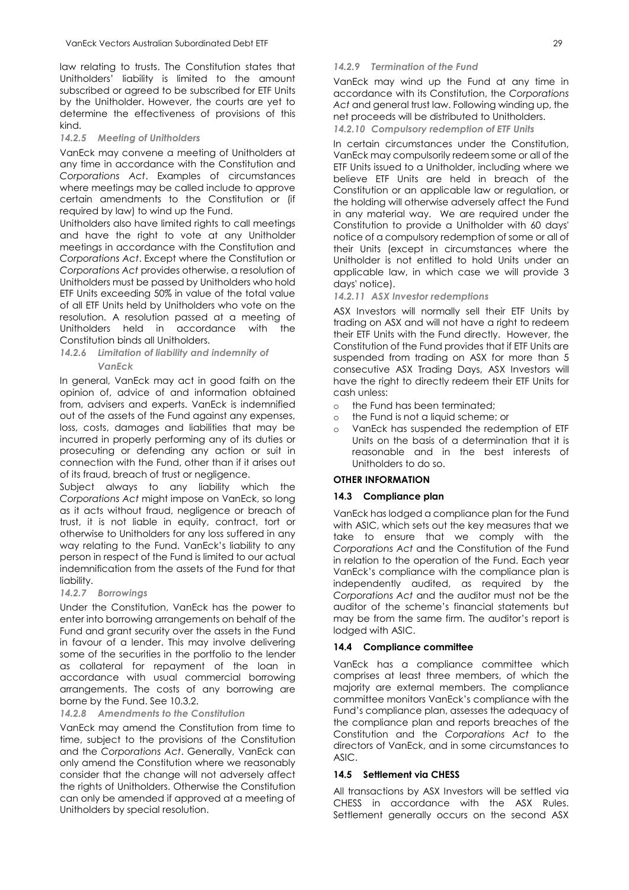law relating to trusts. The Constitution states that Unitholders' liability is limited to the amount subscribed or agreed to be subscribed for ETF Units by the Unitholder. However, the courts are yet to determine the effectiveness of provisions of this kind.

#### *14.2.5 Meeting of Unitholders*

VanEck may convene a meeting of Unitholders at any time in accordance with the Constitution and *Corporations Act*. Examples of circumstances where meetings may be called include to approve certain amendments to the Constitution or (if required by law) to wind up the Fund.

Unitholders also have limited rights to call meetings and have the right to vote at any Unitholder meetings in accordance with the Constitution and *Corporations Act*. Except where the Constitution or *Corporations Act* provides otherwise, a resolution of Unitholders must be passed by Unitholders who hold ETF Units exceeding 50% in value of the total value of all ETF Units held by Unitholders who vote on the resolution. A resolution passed at a meeting of Unitholders held in accordance with the Constitution binds all Unitholders.

#### *14.2.6 Limitation of liability and indemnity of VanEck*

In general, VanEck may act in good faith on the opinion of, advice of and information obtained from, advisers and experts. VanEck is indemnified out of the assets of the Fund against any expenses, loss, costs, damages and liabilities that may be incurred in properly performing any of its duties or prosecuting or defending any action or suit in connection with the Fund, other than if it arises out of its fraud, breach of trust or negligence.

Subject always to any liability which the *Corporations Act* might impose on VanEck, so long as it acts without fraud, negligence or breach of trust, it is not liable in equity, contract, tort or otherwise to Unitholders for any loss suffered in any way relating to the Fund. VanEck's liability to any person in respect of the Fund is limited to our actual indemnification from the assets of the Fund for that liability.

#### *14.2.7 Borrowings*

Under the Constitution, VanEck has the power to enter into borrowing arrangements on behalf of the Fund and grant security over the assets in the Fund in favour of a lender. This may involve delivering some of the securities in the portfolio to the lender as collateral for repayment of the loan in accordance with usual commercial borrowing arrangements. The costs of any borrowing are borne by the Fund. See 10.3.2.

#### *14.2.8 Amendments to the Constitution*

VanEck may amend the Constitution from time to time, subject to the provisions of the Constitution and the *Corporations Act*. Generally, VanEck can only amend the Constitution where we reasonably consider that the change will not adversely affect the rights of Unitholders. Otherwise the Constitution can only be amended if approved at a meeting of Unitholders by special resolution.

#### *14.2.9 Termination of the Fund*

VanEck may wind up the Fund at any time in accordance with its Constitution, the *Corporations Act* and general trust law. Following winding up, the net proceeds will be distributed to Unitholders.

#### *14.2.10 Compulsory redemption of ETF Units*

In certain circumstances under the Constitution, VanEck may compulsorily redeem some or all of the ETF Units issued to a Unitholder, including where we believe ETF Units are held in breach of the Constitution or an applicable law or regulation, or the holding will otherwise adversely affect the Fund in any material way. We are required under the Constitution to provide a Unitholder with 60 days' notice of a compulsory redemption of some or all of their Units (except in circumstances where the Unitholder is not entitled to hold Units under an applicable law, in which case we will provide 3 days' notice).

#### *14.2.11 ASX Investor redemptions*

ASX Investors will normally sell their ETF Units by trading on ASX and will not have a right to redeem their ETF Units with the Fund directly. However, the Constitution of the Fund provides that if ETF Units are suspended from trading on ASX for more than 5 consecutive ASX Trading Days, ASX Investors will have the right to directly redeem their ETF Units for cash unless:

- the Fund has been terminated;
- the Fund is not a liquid scheme; or
- VanEck has suspended the redemption of ETF Units on the basis of a determination that it is reasonable and in the best interests of Unitholders to do so.

**OTHER INFORMATION**

### 14.3 Compliance plan

VanEck has lodged a compliance plan for the Fund with ASIC, which sets out the key measures that we take to ensure that we comply with the *Corporations Act* and the Constitution of the Fund in relation to the operation of the Fund. Each year VanEck's compliance with the compliance plan is independently audited, as required by the *Corporations Act* and the auditor must not be the auditor of the scheme's financial statements but may be from the same firm. The auditor's report is lodged with ASIC.

### 14.4 Compliance committee

VanEck has a compliance committee which comprises at least three members, of which the majority are external members. The compliance committee monitors VanEck's compliance with the Fund's compliance plan, assesses the adequacy of the compliance plan and reports breaches of the Constitution and the *Corporations Act* to the directors of VanEck, and in some circumstances to ASIC.

### 14.5 Settlement via CHESS

All transactions by ASX Investors will be settled via CHESS in accordance with the ASX Rules. Settlement generally occurs on the second ASX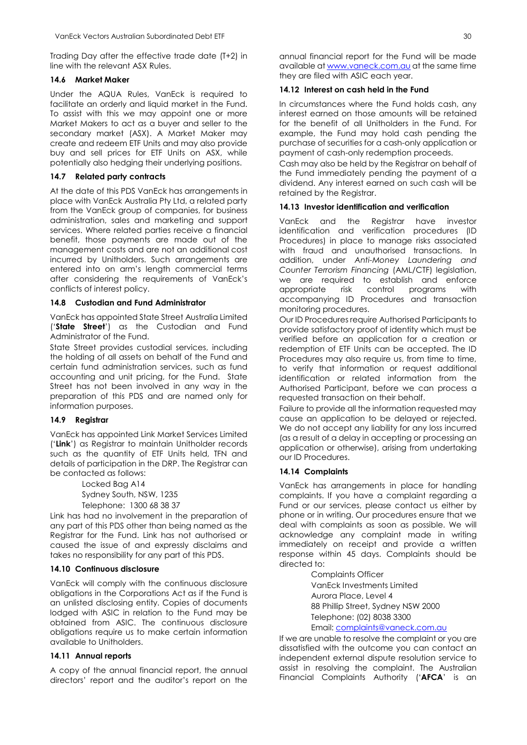Trading Day after the effective trade date (T+2) in line with the relevant ASX Rules.

### 14.6 Market Maker

Under the AQUA Rules, VanEck is required to facilitate an orderly and liquid market in the Fund. To assist with this we may appoint one or more Market Makers to act as a buyer and seller to the secondary market (ASX). A Market Maker may create and redeem ETF Units and may also provide buy and sell prices for ETF Units on ASX, while potentially also hedging their underlying positions.

### 14.7 Related party contracts

At the date of this PDS VanEck has arrangements in place with VanEck Australia Pty Ltd, a related party from the VanEck group of companies, for business administration, sales and marketing and support services. Where related parties receive a financial benefit, those payments are made out of the management costs and are not an additional cost incurred by Unitholders. Such arrangements are entered into on arm's length commercial terms after considering the requirements of VanEck's conflicts of interest policy.

### 14.8 Custodian and Fund Administrator

VanEck has appointed State Street Australia Limited ('**State Street**') as the Custodian and Fund Administrator of the Fund.

State Street provides custodial services, including the holding of all assets on behalf of the Fund and certain fund administration services, such as fund accounting and unit pricing, for the Fund. State Street has not been involved in any way in the preparation of this PDS and are named only for information purposes.

### 14.9 Registrar

VanEck has appointed Link Market Services Limited ('**Link**') as Registrar to maintain Unitholder records such as the quantity of ETF Units held, TFN and details of participation in the DRP. The Registrar can be contacted as follows:

Locked Bag A14
Sydney South, NSW, 1235
Telephone: 1300 68 38 37

Link has had no involvement in the preparation of any part of this PDS other than being named as the Registrar for the Fund. Link has not authorised or caused the issue of and expressly disclaims and takes no responsibility for any part of this PDS.

### 14.10 Continuous disclosure

VanEck will comply with the continuous disclosure obligations in the Corporations Act as if the Fund is an unlisted disclosing entity. Copies of documents lodged with ASIC in relation to the Fund may be obtained from ASIC. The continuous disclosure obligations require us to make certain information available to Unitholders.

### 14.11 Annual reports

A copy of the annual financial report, the annual directors' report and the auditor's report on the annual financial report for the Fund will be made available at www.vaneck.com.au at the same time they are filed with ASIC each year.

### 14.12 Interest on cash held in the Fund

In circumstances where the Fund holds cash, any interest earned on those amounts will be retained for the benefit of all Unitholders in the Fund. For example, the Fund may hold cash pending the purchase of securities for a cash-only application or payment of cash-only redemption proceeds.

Cash may also be held by the Registrar on behalf of the Fund immediately pending the payment of a dividend. Any interest earned on such cash will be retained by the Registrar.

### 14.13 Investor identification and verification

VanEck and the Registrar have investor identification and verification procedures (ID Procedures) in place to manage risks associated with fraud and unauthorised transactions. In addition, under *Anti-Money Laundering and Counter Terrorism Financing* (AML/CTF) legislation, we are required to establish and enforce appropriate risk control programs with accompanying ID Procedures and transaction monitoring procedures.

Our ID Procedures require Authorised Participants to provide satisfactory proof of identity which must be verified before an application for a creation or redemption of ETF Units can be accepted. The ID Procedures may also require us, from time to time, to verify that information or request additional identification or related information from the Authorised Participant, before we can process a requested transaction on their behalf.

Failure to provide all the information requested may cause an application to be delayed or rejected. We do not accept any liability for any loss incurred (as a result of a delay in accepting or processing an application or otherwise), arising from undertaking our ID Procedures.

### 14.14 Complaints

VanEck has arrangements in place for handling complaints. If you have a complaint regarding a Fund or our services, please contact us either by phone or in writing. Our procedures ensure that we deal with complaints as soon as possible. We will acknowledge any complaint made in writing immediately on receipt and provide a written response within 45 days. Complaints should be directed to:

Complaints Officer
VanEck Investments Limited
Aurora Place, Level 4
88 Phillip Street, Sydney NSW 2000
Telephone: (02) 8038 3300
Email: complaints@vaneck.com.au

If we are unable to resolve the complaint or you are dissatisfied with the outcome you can contact an independent external dispute resolution service to assist in resolving the complaint. The Australian Financial Complaints Authority ('**AFCA**' is an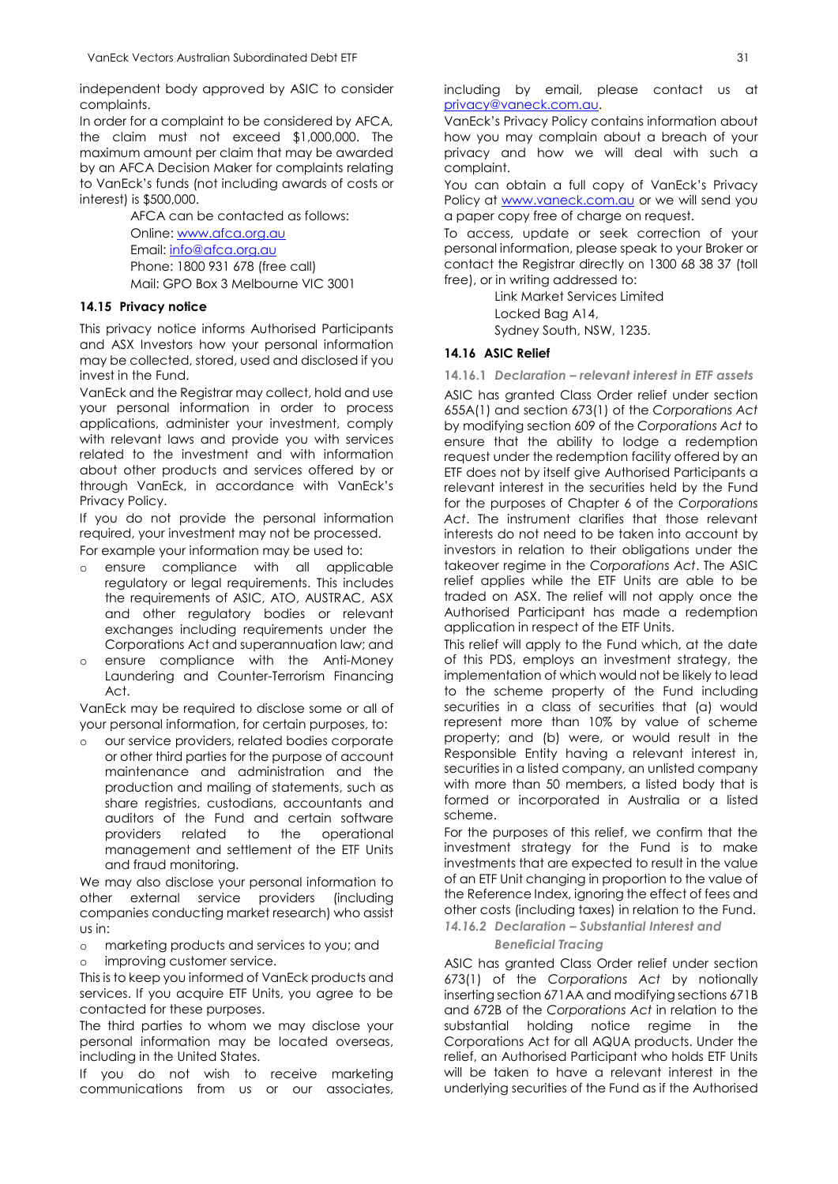independent body approved by ASIC to consider complaints.

In order for a complaint to be considered by AFCA, the claim must not exceed $1,000,000. The maximum amount per claim that may be awarded by an AFCA Decision Maker for complaints relating to VanEck's funds (not including awards of costs or interest) is $500,000.

AFCA can be contacted as follows:
Online: www.afca.org.au
Email: info@afca.org.au
Phone: 1800 931 678 (free call)
Mail: GPO Box 3 Melbourne VIC 3001

### 14.15 Privacy notice

This privacy notice informs Authorised Participants and ASX Investors how your personal information may be collected, stored, used and disclosed if you invest in the Fund.

VanEck and the Registrar may collect, hold and use your personal information in order to process applications, administer your investment, comply with relevant laws and provide you with services related to the investment and with information about other products and services offered by or through VanEck, in accordance with VanEck's Privacy Policy.

If you do not provide the personal information required, your investment may not be processed.

For example your information may be used to:

- ensure compliance with all applicable regulatory or legal requirements. This includes the requirements of ASIC, ATO, AUSTRAC, ASX and other regulatory bodies or relevant exchanges including requirements under the Corporations Act and superannuation law; and
- ensure compliance with the Anti-Money Laundering and Counter-Terrorism Financing Act.

VanEck may be required to disclose some or all of your personal information, for certain purposes, to:

- our service providers, related bodies corporate or other third parties for the purpose of account maintenance and administration and the production and mailing of statements, such as share registries, custodians, accountants and auditors of the Fund and certain software providers related to the operational management and settlement of the ETF Units and fraud monitoring.

We may also disclose your personal information to other external service providers (including companies conducting market research) who assist us in:

- marketing products and services to you; and
- improving customer service.

This is to keep you informed of VanEck products and services. If you acquire ETF Units, you agree to be contacted for these purposes.

The third parties to whom we may disclose your personal information may be located overseas, including in the United States.

If you do not wish to receive marketing communications from us or our associates, including by email, please contact us at privacy@vaneck.com.au.

VanEck's Privacy Policy contains information about how you may complain about a breach of your privacy and how we will deal with such a complaint.

You can obtain a full copy of VanEck's Privacy Policy at www.vaneck.com.au or we will send you a paper copy free of charge on request.

To access, update or seek correction of your personal information, please speak to your Broker or contact the Registrar directly on 1300 68 38 37 (toll free), or in writing addressed to:

Link Market Services Limited
Locked Bag A14,
Sydney South, NSW, 1235.

### 14.16 ASIC Relief

#### 14.16.1 *Declaration – relevant interest in ETF assets*

ASIC has granted Class Order relief under section 655A(1) and section 673(1) of the *Corporations Act* by modifying section 609 of the *Corporations Act* to ensure that the ability to lodge a redemption request under the redemption facility offered by an ETF does not by itself give Authorised Participants a relevant interest in the securities held by the Fund for the purposes of Chapter 6 of the *Corporations Act*. The instrument clarifies that those relevant interests do not need to be taken into account by investors in relation to their obligations under the takeover regime in the *Corporations Act*. The ASIC relief applies while the ETF Units are able to be traded on ASX. The relief will not apply once the Authorised Participant has made a redemption application in respect of the ETF Units.

This relief will apply to the Fund which, at the date of this PDS, employs an investment strategy, the implementation of which would not be likely to lead to the scheme property of the Fund including securities in a class of securities that (a) would represent more than 10% by value of scheme property; and (b) were, or would result in the Responsible Entity having a relevant interest in, securities in a listed company, an unlisted company with more than 50 members, a listed body that is formed or incorporated in Australia or a listed scheme.

For the purposes of this relief, we confirm that the investment strategy for the Fund is to make investments that are expected to result in the value of an ETF Unit changing in proportion to the value of the Reference Index, ignoring the effect of fees and other costs (including taxes) in relation to the Fund.

#### 14.16.2 *Declaration – Substantial Interest and Beneficial Tracing*

ASIC has granted Class Order relief under section 673(1) of the *Corporations Act* by notionally inserting section 671AA and modifying sections 671B and 672B of the *Corporations Act* in relation to the substantial holding notice regime in the Corporations Act for all AQUA products. Under the relief, an Authorised Participant who holds ETF Units will be taken to have a relevant interest in the underlying securities of the Fund as if the Authorised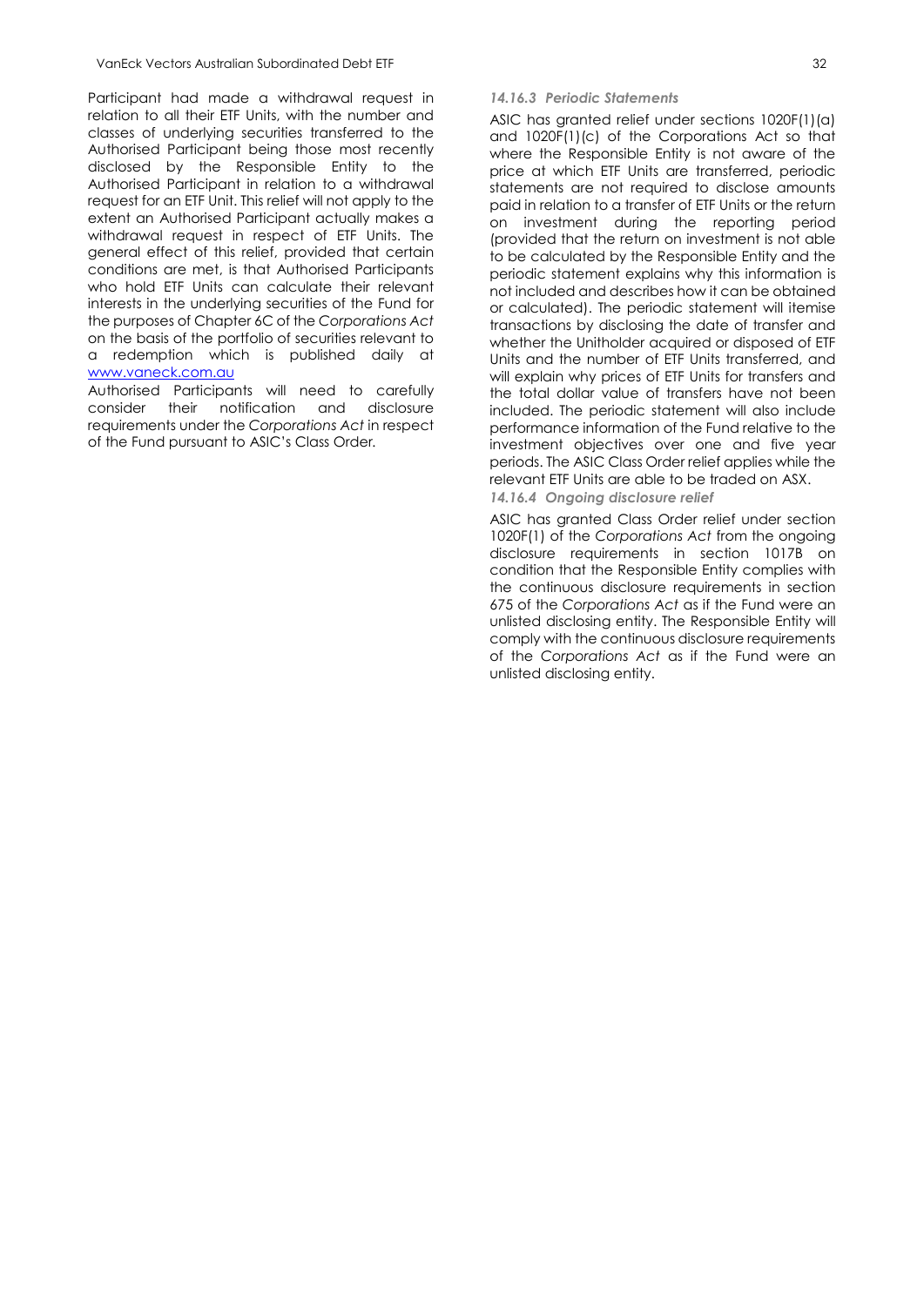Participant had made a withdrawal request in relation to all their ETF Units, with the number and classes of underlying securities transferred to the Authorised Participant being those most recently disclosed by the Responsible Entity to the Authorised Participant in relation to a withdrawal request for an ETF Unit. This relief will not apply to the extent an Authorised Participant actually makes a withdrawal request in respect of ETF Units. The general effect of this relief, provided that certain conditions are met, is that Authorised Participants who hold ETF Units can calculate their relevant interests in the underlying securities of the Fund for the purposes of Chapter 6C of the *Corporations Act* on the basis of the portfolio of securities relevant to a redemption which is published daily at [www.vaneck.com.au](www.vaneck.com.au)

Authorised Participants will need to carefully consider their notification and disclosure requirements under the *Corporations Act* in respect of the Fund pursuant to ASIC's Class Order.

#### *14.16.3 Periodic Statements*

ASIC has granted relief under sections 1020F(1)(a) and 1020F(1)(c) of the Corporations Act so that where the Responsible Entity is not aware of the price at which ETF Units are transferred, periodic statements are not required to disclose amounts paid in relation to a transfer of ETF Units or the return on investment during the reporting period (provided that the return on investment is not able to be calculated by the Responsible Entity and the periodic statement explains why this information is not included and describes how it can be obtained or calculated). The periodic statement will itemise transactions by disclosing the date of transfer and whether the Unitholder acquired or disposed of ETF Units and the number of ETF Units transferred, and will explain why prices of ETF Units for transfers and the total dollar value of transfers have not been included. The periodic statement will also include performance information of the Fund relative to the investment objectives over one and five year periods. The ASIC Class Order relief applies while the relevant ETF Units are able to be traded on ASX.

#### *14.16.4 Ongoing disclosure relief*

ASIC has granted Class Order relief under section 1020F(1) of the *Corporations Act* from the ongoing disclosure requirements in section 1017B on condition that the Responsible Entity complies with the continuous disclosure requirements in section 675 of the *Corporations Act* as if the Fund were an unlisted disclosing entity. The Responsible Entity will comply with the continuous disclosure requirements of the *Corporations Act* as if the Fund were an unlisted disclosing entity.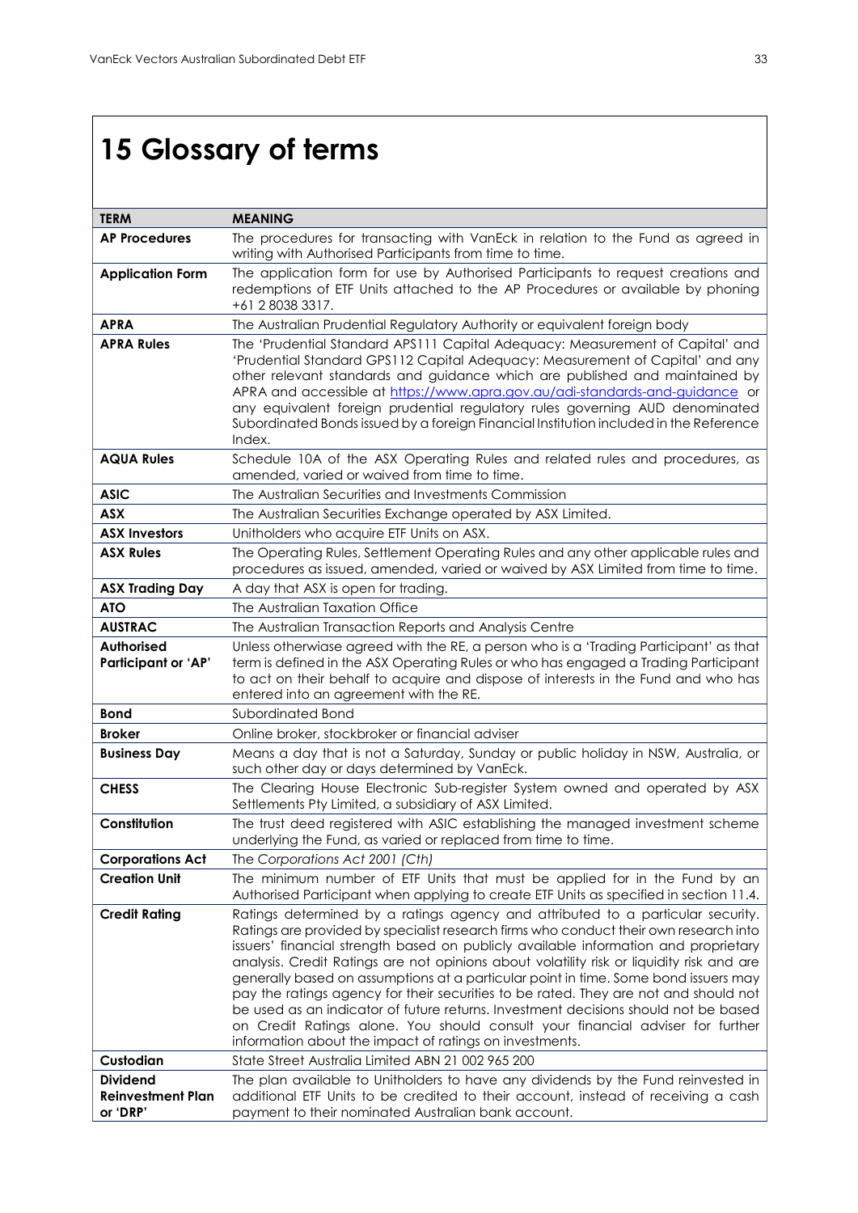# 15 Glossary of terms

| **TERM** | **MEANING** |
|---|---|
| **AP Procedures** | The procedures for transacting with VanEck in relation to the Fund as agreed in writing with Authorised Participants from time to time. |
| **Application Form** | The application form for use by Authorised Participants to request creations and redemptions of ETF Units attached to the AP Procedures or available by phoning +61 2 8038 3317. |
| **APRA** | The Australian Prudential Regulatory Authority or equivalent foreign body |
| **APRA Rules** | The 'Prudential Standard APS111 Capital Adequacy: Measurement of Capital' and 'Prudential Standard GPS112 Capital Adequacy: Measurement of Capital' and any other relevant standards and guidance which are published and maintained by APRA and accessible at https://www.apra.gov.au/adi-standards-and-guidance or any equivalent foreign prudential regulatory rules governing AUD denominated Subordinated Bonds issued by a foreign Financial Institution included in the Reference Index. |
| **AQUA Rules** | Schedule 10A of the ASX Operating Rules and related rules and procedures, as amended, varied or waived from time to time. |
| **ASIC** | The Australian Securities and Investments Commission |
| **ASX** | The Australian Securities Exchange operated by ASX Limited. |
| **ASX Investors** | Unitholders who acquire ETF Units on ASX. |
| **ASX Rules** | The Operating Rules, Settlement Operating Rules and any other applicable rules and procedures as issued, amended, varied or waived by ASX Limited from time to time. |
| **ASX Trading Day** | A day that ASX is open for trading. |
| **ATO** | The Australian Taxation Office |
| **AUSTRAC** | The Australian Transaction Reports and Analysis Centre |
| **Authorised Participant or 'AP'** | Unless otherwiase agreed with the RE, a person who is a 'Trading Participant' as that term is defined in the ASX Operating Rules or who has engaged a Trading Participant to act on their behalf to acquire and dispose of interests in the Fund and who has entered into an agreement with the RE. |
| **Bond** | Subordinated Bond |
| **Broker** | Online broker, stockbroker or financial adviser |
| **Business Day** | Means a day that is not a Saturday, Sunday or public holiday in NSW, Australia, or such other day or days determined by VanEck. |
| **CHESS** | The Clearing House Electronic Sub-register System owned and operated by ASX Settlements Pty Limited, a subsidiary of ASX Limited. |
| **Constitution** | The trust deed registered with ASIC establishing the managed investment scheme underlying the Fund, as varied or replaced from time to time. |
| **Corporations Act** | The *Corporations Act 2001 (Cth)* |
| **Creation Unit** | The minimum number of ETF Units that must be applied for in the Fund by an Authorised Participant when applying to create ETF Units as specified in section 11.4. |
| **Credit Rating** | Ratings determined by a ratings agency and attributed to a particular security. Ratings are provided by specialist research firms who conduct their own research into issuers' financial strength based on publicly available information and proprietary analysis. Credit Ratings are not opinions about volatility risk or liquidity risk and are generally based on assumptions at a particular point in time. Some bond issuers may pay the ratings agency for their securities to be rated. They are not and should not be used as an indicator of future returns. Investment decisions should not be based on Credit Ratings alone. You should consult your financial adviser for further information about the impact of ratings on investments. |
| **Custodian** | State Street Australia Limited ABN 21 002 965 200 |
| **Dividend Reinvestment Plan or 'DRP'** | The plan available to Unitholders to have any dividends by the Fund reinvested in additional ETF Units to be credited to their account, instead of receiving a cash payment to their nominated Australian bank account. |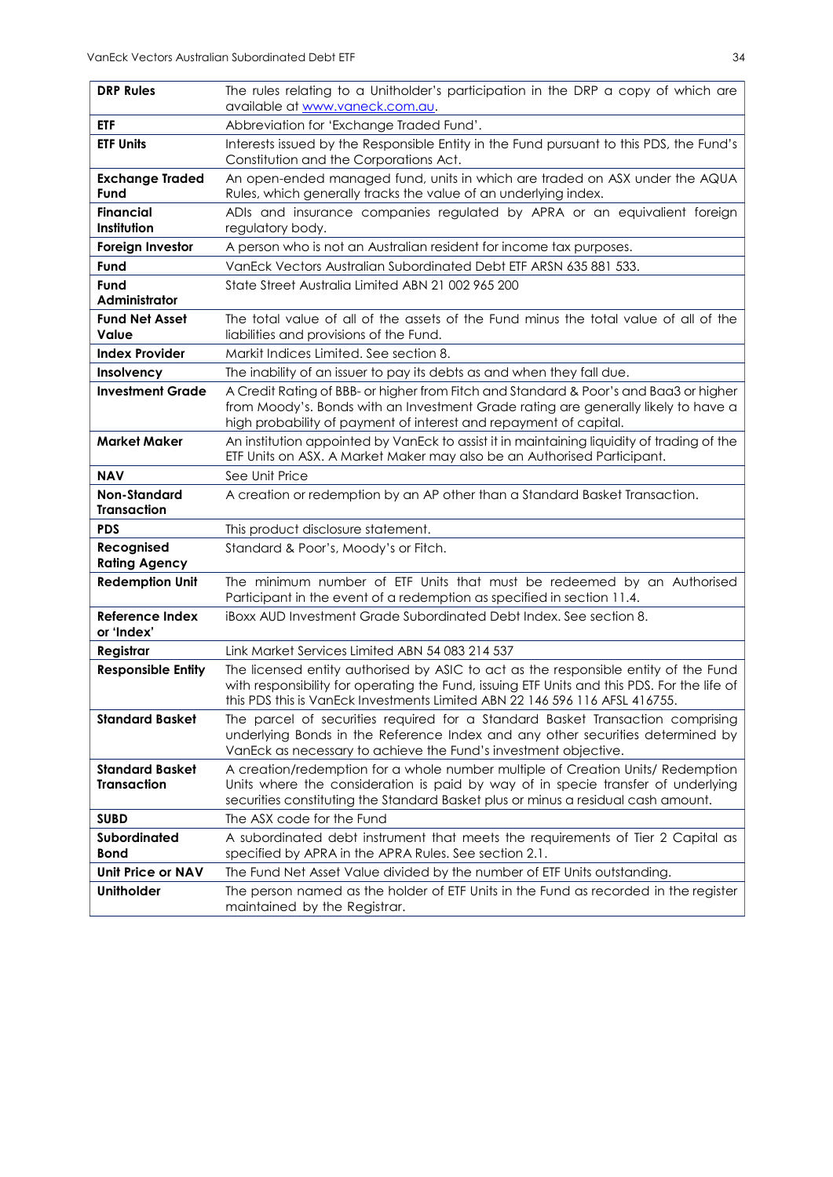| | |
|---|---|
| **DRP Rules** | The rules relating to a Unitholder's participation in the DRP a copy of which are available at www.vaneck.com.au. |
| **ETF** | Abbreviation for 'Exchange Traded Fund'. |
| **ETF Units** | Interests issued by the Responsible Entity in the Fund pursuant to this PDS, the Fund's Constitution and the Corporations Act. |
| **Exchange Traded Fund** | An open-ended managed fund, units in which are traded on ASX under the AQUA Rules, which generally tracks the value of an underlying index. |
| **Financial Institution** | ADIs and insurance companies regulated by APRA or an equivalent foreign regulatory body. |
| **Foreign Investor** | A person who is not an Australian resident for income tax purposes. |
| **Fund** | VanEck Vectors Australian Subordinated Debt ETF ARSN 635 881 533. |
| **Fund Administrator** | State Street Australia Limited ABN 21 002 965 200 |
| **Fund Net Asset Value** | The total value of all of the assets of the Fund minus the total value of all of the liabilities and provisions of the Fund. |
| **Index Provider** | Markit Indices Limited. See section 8. |
| **Insolvency** | The inability of an issuer to pay its debts as and when they fall due. |
| **Investment Grade** | A Credit Rating of BBB- or higher from Fitch and Standard & Poor's and Baa3 or higher from Moody's. Bonds with an Investment Grade rating are generally likely to have a high probability of payment of interest and repayment of capital. |
| **Market Maker** | An institution appointed by VanEck to assist it in maintaining liquidity of trading of the ETF Units on ASX. A Market Maker may also be an Authorised Participant. |
| **NAV** | See Unit Price |
| **Non-Standard Transaction** | A creation or redemption by an AP other than a Standard Basket Transaction. |
| **PDS** | This product disclosure statement. |
| **Recognised Rating Agency** | Standard & Poor's, Moody's or Fitch. |
| **Redemption Unit** | The minimum number of ETF Units that must be redeemed by an Authorised Participant in the event of a redemption as specified in section 11.4. |
| **Reference Index or 'Index'** | iBoxx AUD Investment Grade Subordinated Debt Index. See section 8. |
| **Registrar** | Link Market Services Limited ABN 54 083 214 537 |
| **Responsible Entity** | The licensed entity authorised by ASIC to act as the responsible entity of the Fund with responsibility for operating the Fund, issuing ETF Units and this PDS. For the life of this PDS this is VanEck Investments Limited ABN 22 146 596 116 AFSL 416755. |
| **Standard Basket** | The parcel of securities required for a Standard Basket Transaction comprising underlying Bonds in the Reference Index and any other securities determined by VanEck as necessary to achieve the Fund's investment objective. |
| **Standard Basket Transaction** | A creation/redemption for a whole number multiple of Creation Units/ Redemption Units where the consideration is paid by way of in specie transfer of underlying securities constituting the Standard Basket plus or minus a residual cash amount. |
| **SUBD** | The ASX code for the Fund |
| **Subordinated Bond** | A subordinated debt instrument that meets the requirements of Tier 2 Capital as specified by APRA in the APRA Rules. See section 2.1. |
| **Unit Price or NAV** | The Fund Net Asset Value divided by the number of ETF Units outstanding. |
| **Unitholder** | The person named as the holder of ETF Units in the Fund as recorded in the register maintained by the Registrar. |